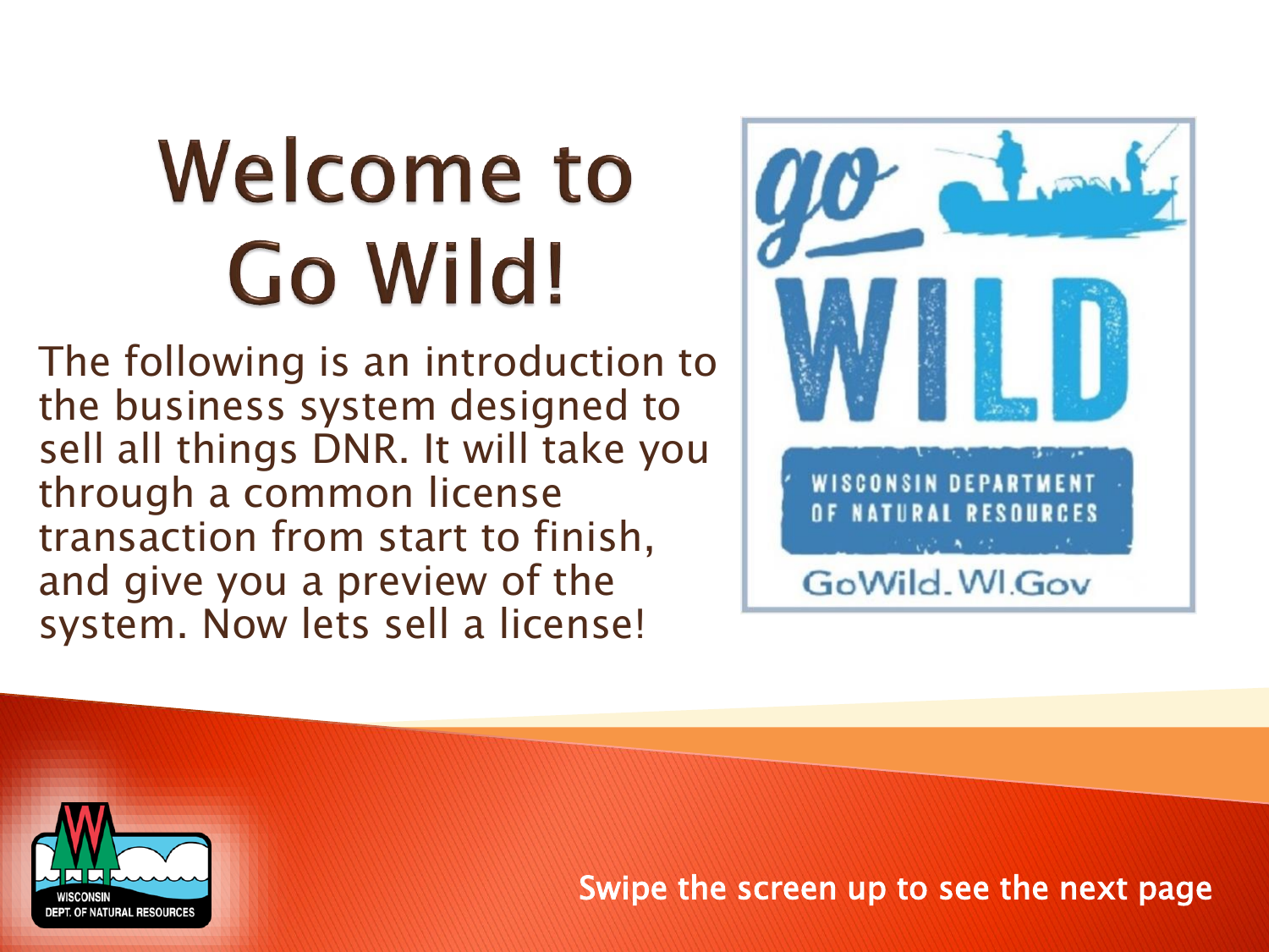# Welcome to Go Wild!

The following is an introduction to the business system designed to sell all things DNR. It will take you through a common license transaction from start to finish, and give you a preview of the system. Now lets sell a license!

Swipe the screen up to see the next page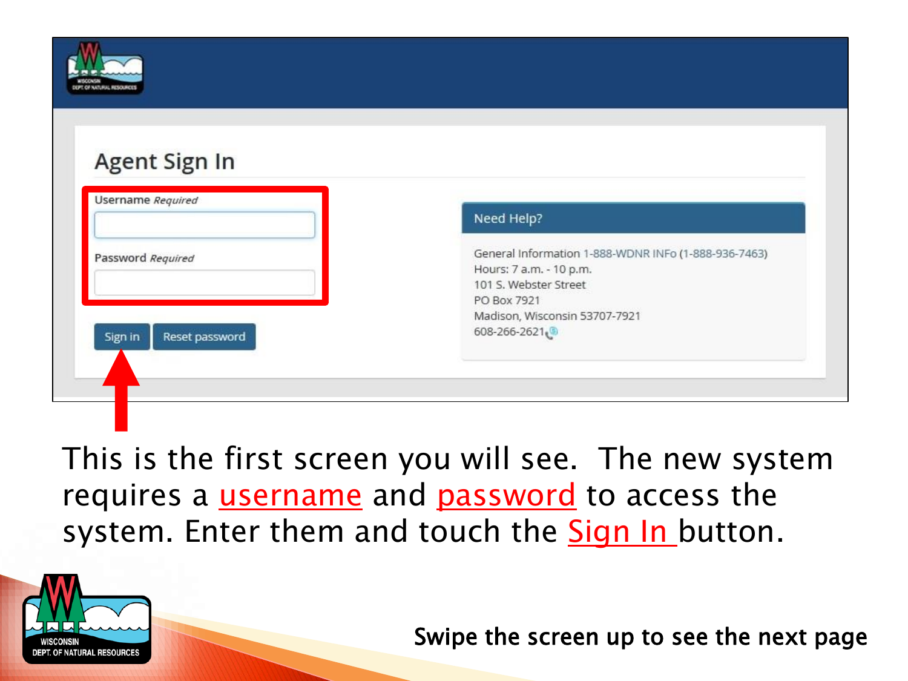## Agent Sign In

Username *Required*

Password *Required*

Sign in | Reset password

**Need Help?**

General Information 1-888-WDNR INFo (1-888-936-7463)
Hours: 7 a.m. - 10 p.m.
101 S. Webster Street
PO Box 7921
Madison, Wisconsin 53707-7921
608-266-2621

This is the first screen you will see. The new system requires a username and password to access the system. Enter them and touch the Sign In button.

WISCONSIN DEPT. OF NATURAL RESOURCES

Swipe the screen up to see the next page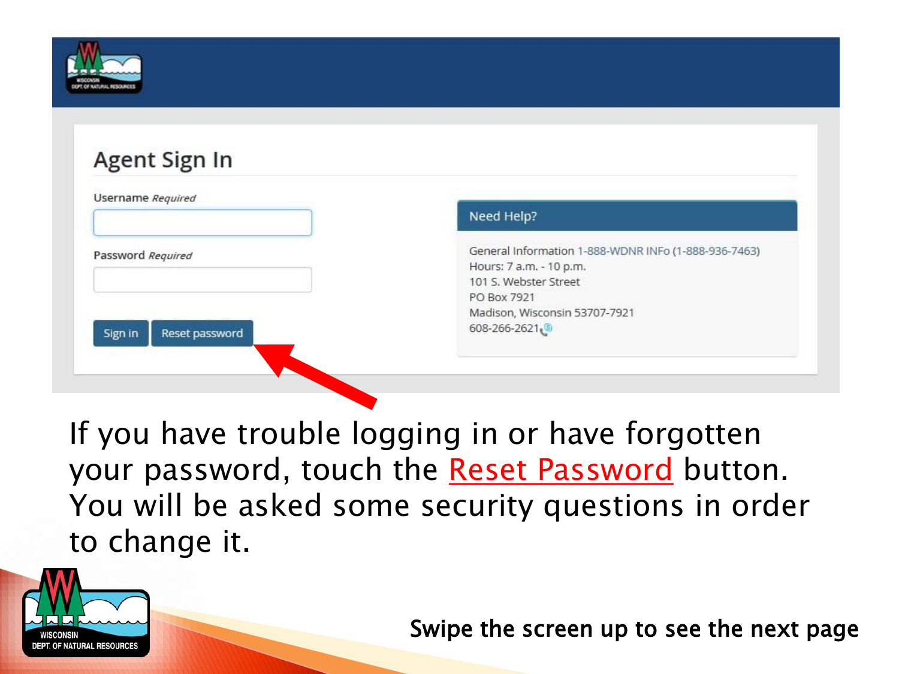## Agent Sign In

Username *Required*

Password *Required*

Sign in | Reset password

**Need Help?**

General Information 1-888-WDNR INFo (1-888-936-7463)
Hours: 7 a.m. - 10 p.m.
101 S. Webster Street
PO Box 7921
Madison, Wisconsin 53707-7921
608-266-2621

If you have trouble logging in or have forgotten your password, touch the Reset Password button. You will be asked some security questions in order to change it.

Swipe the screen up to see the next page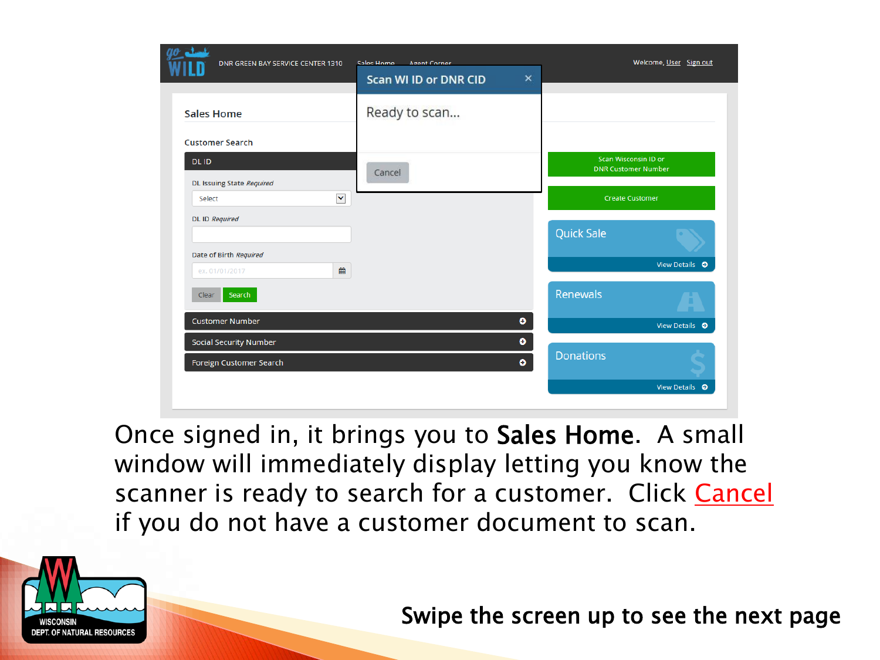Once signed in, it brings you to **Sales Home**. A small window will immediately display letting you know the scanner is ready to search for a customer. Click Cancel if you do not have a customer document to scan.

Swipe the screen up to see the next page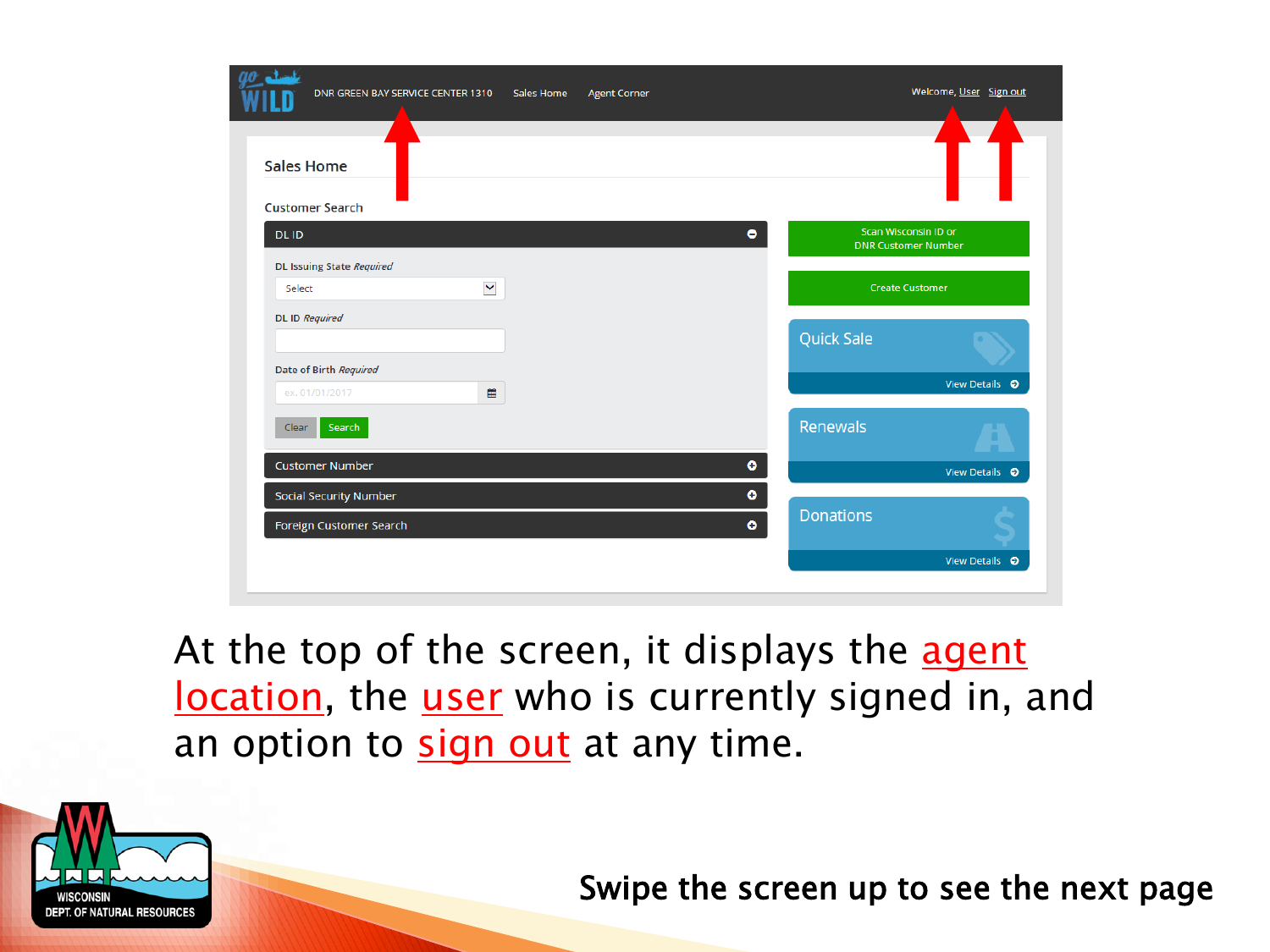At the top of the screen, it displays the agent location, the user who is currently signed in, and an option to sign out at any time.

Swipe the screen up to see the next page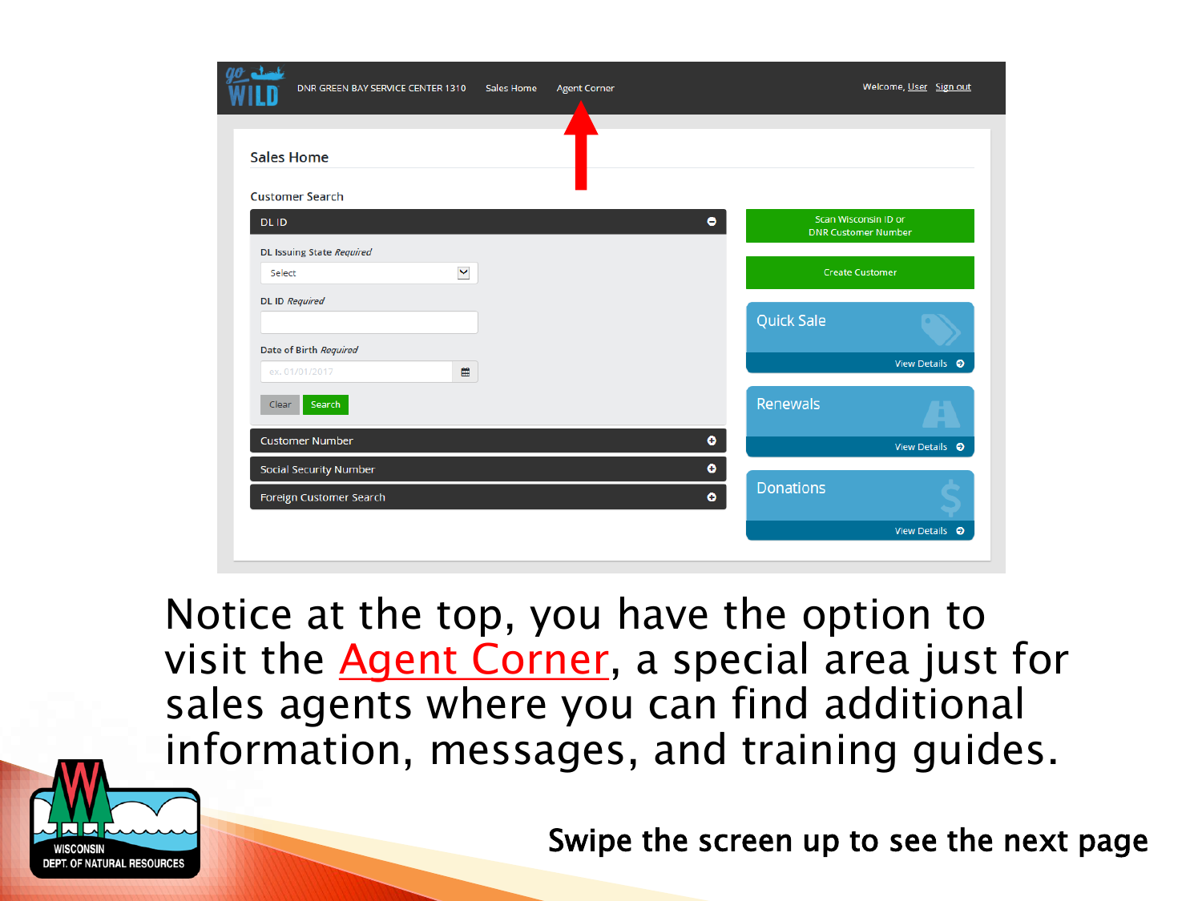Notice at the top, you have the option to visit the Agent Corner, a special area just for sales agents where you can find additional information, messages, and training guides.

Swipe the screen up to see the next page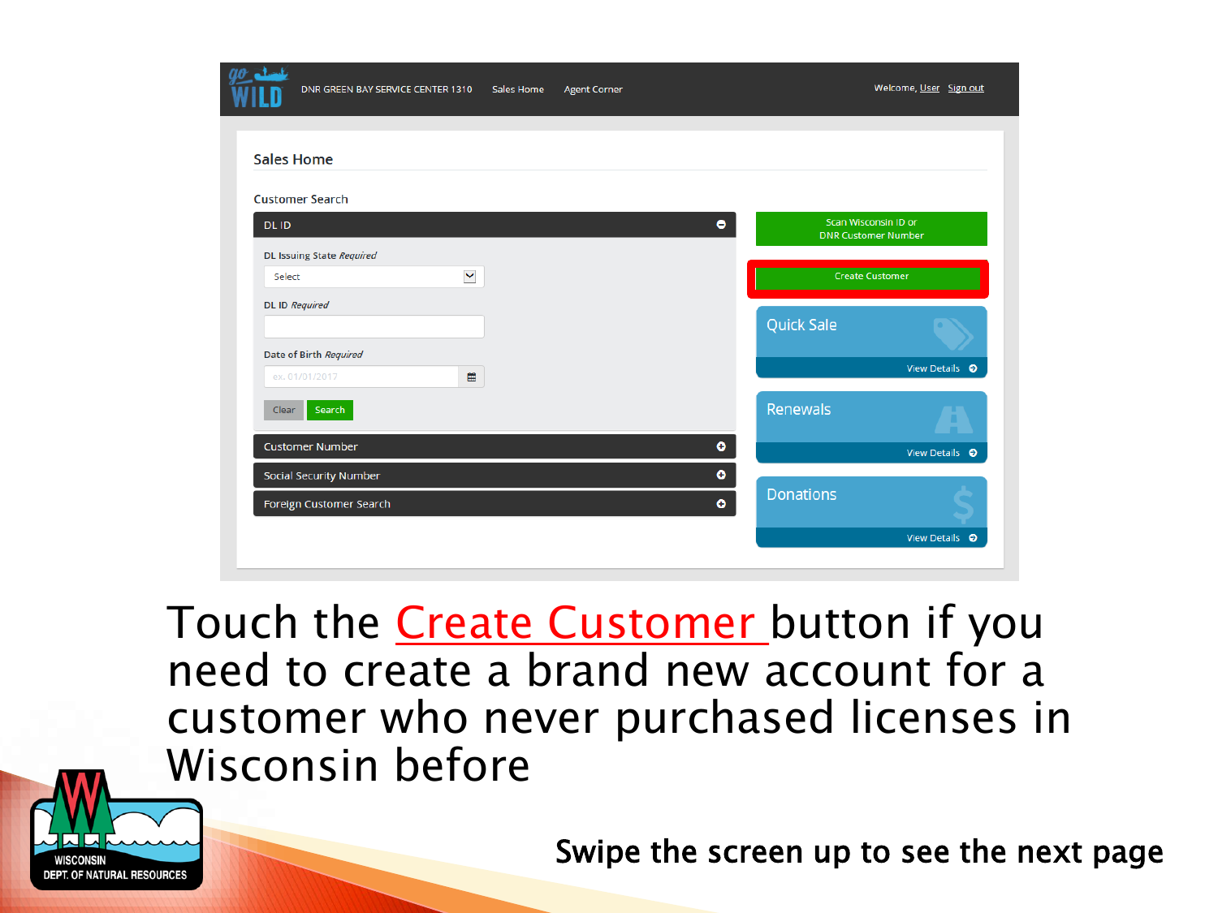Sales Home

Customer Search

DL ID

DL Issuing State *Required*

Select

DL ID *Required*

Date of Birth *Required*

ex. 01/01/2017

Clear Search

Customer Number

Social Security Number

Foreign Customer Search

Scan Wisconsin ID or DNR Customer Number

Create Customer

Quick Sale — View Details

Renewals — View Details

Donations — View Details

Touch the Create Customer button if you need to create a brand new account for a customer who never purchased licenses in Wisconsin before

**Swipe the screen up to see the next page**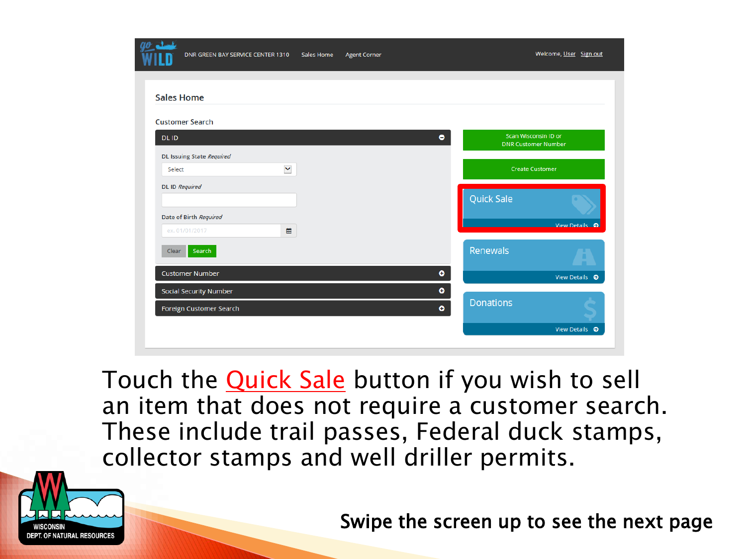Touch the Quick Sale button if you wish to sell an item that does not require a customer search. These include trail passes, Federal duck stamps, collector stamps and well driller permits.

Swipe the screen up to see the next page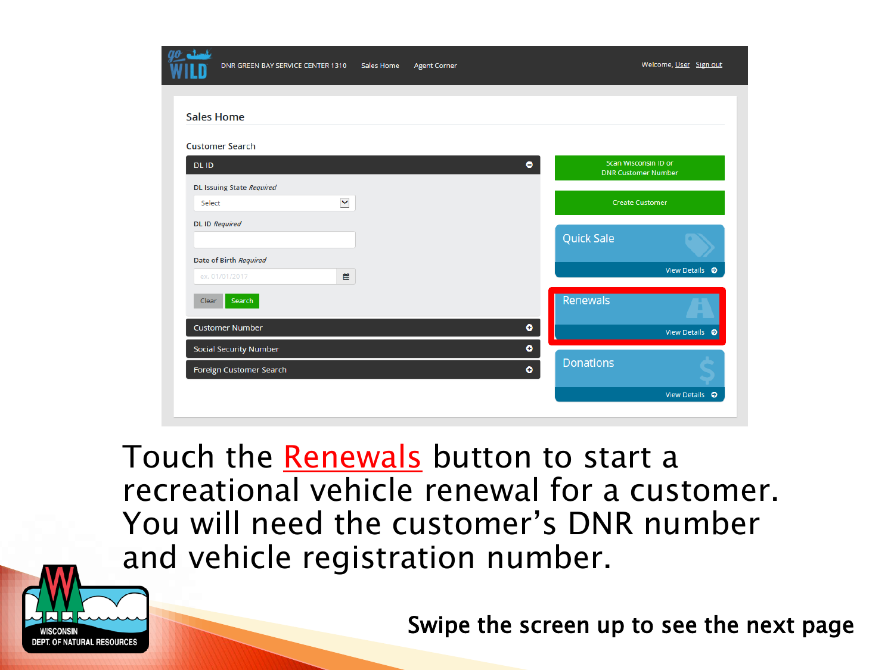Touch the Renewals button to start a recreational vehicle renewal for a customer. You will need the customer's DNR number and vehicle registration number.

**Swipe the screen up to see the next page**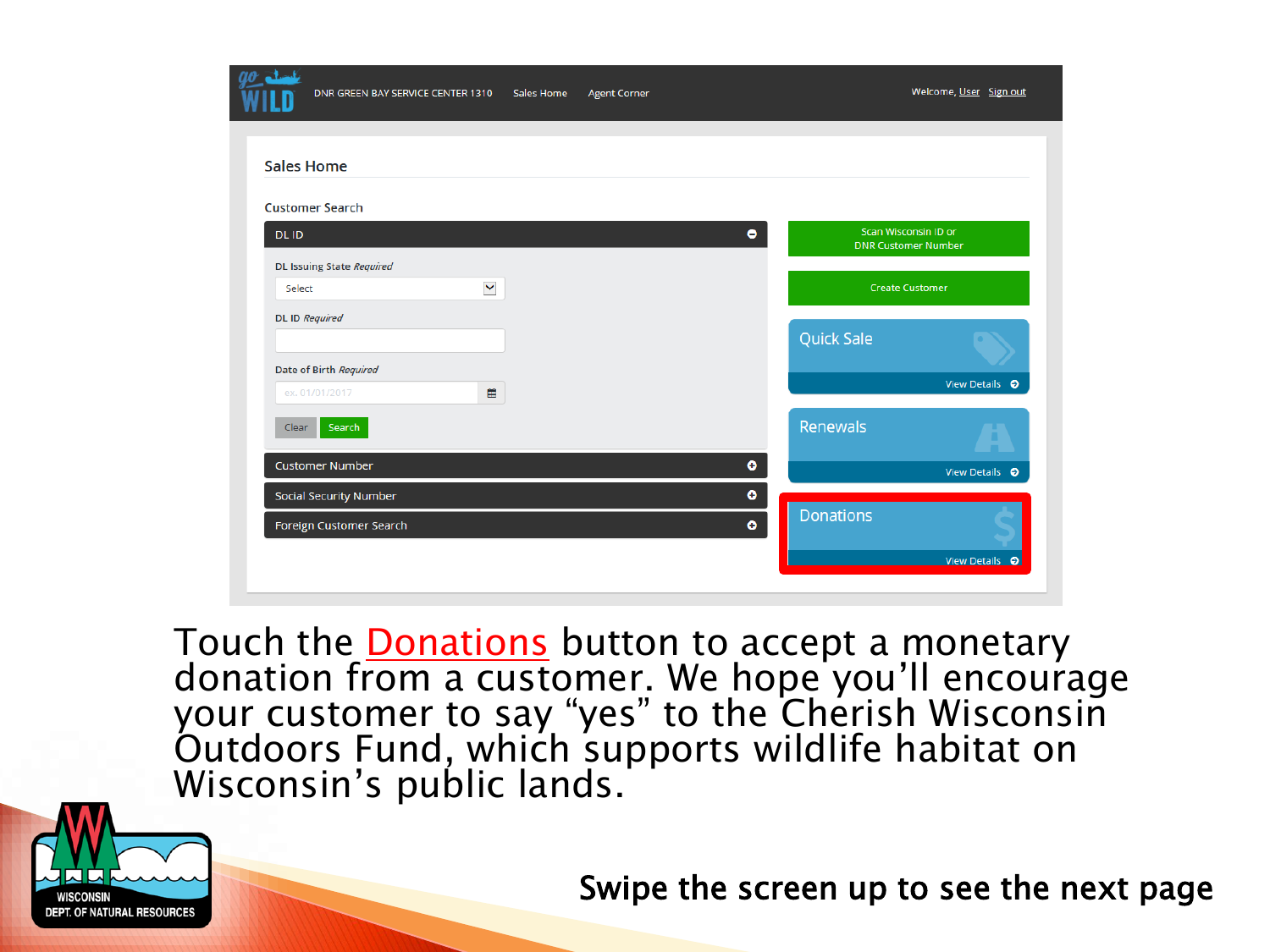Touch the Donations button to accept a monetary donation from a customer. We hope you'll encourage your customer to say "yes" to the Cherish Wisconsin Outdoors Fund, which supports wildlife habitat on Wisconsin's public lands.

Swipe the screen up to see the next page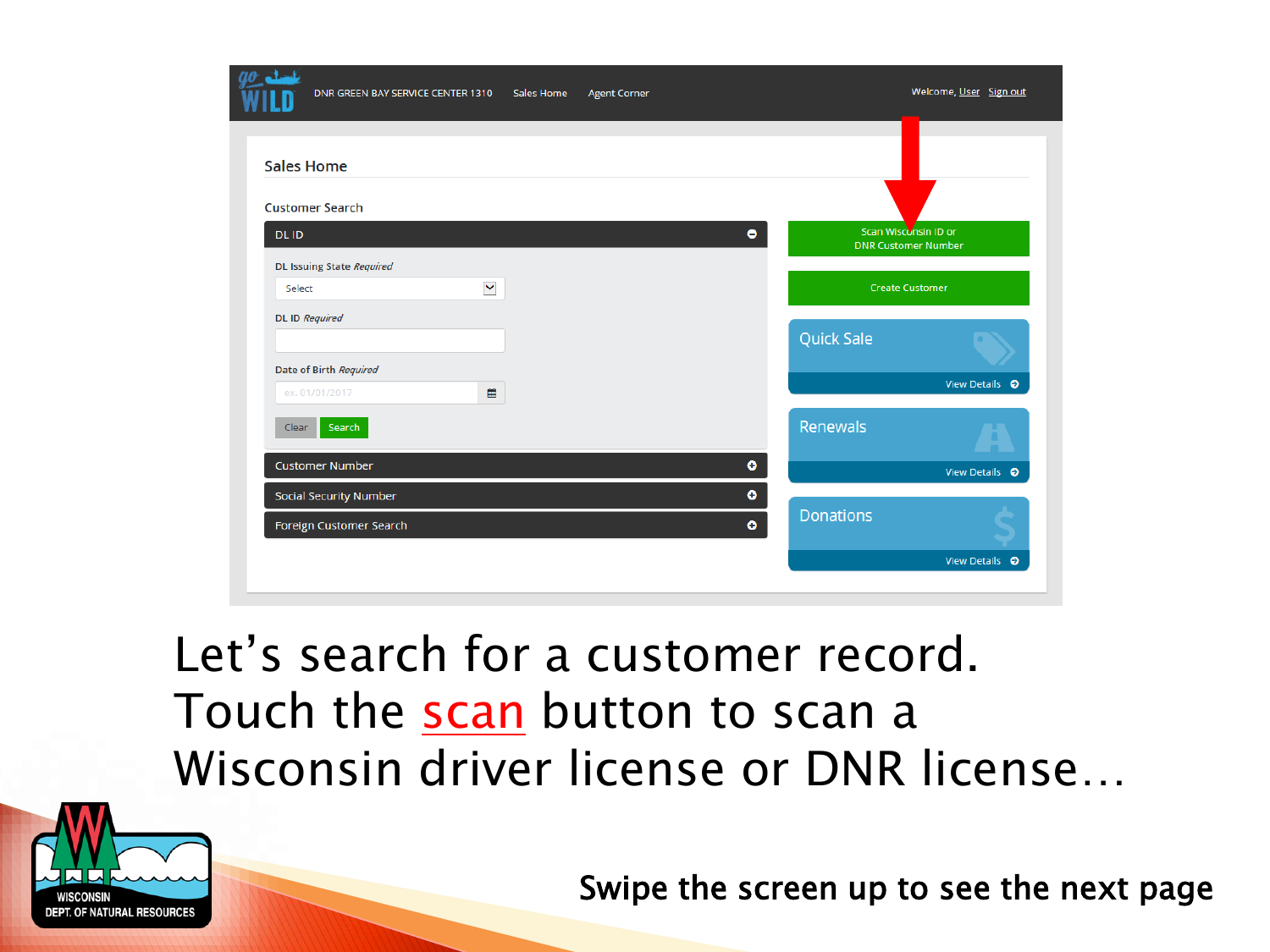go WILD | DNR GREEN BAY SERVICE CENTER 1310 | Sales Home | Agent Corner | Welcome, User | Sign out

## Sales Home

Customer Search

**DL ID**

DL Issuing State *Required*

Select

DL ID *Required*

Date of Birth *Required*

ex. 01/01/2017

Clear | Search

Customer Number

Social Security Number

Foreign Customer Search

Scan Wisconsin ID or DNR Customer Number

Create Customer

Quick Sale — View Details

Renewals — View Details

Donations — View Details

Let's search for a customer record. Touch the scan button to scan a Wisconsin driver license or DNR license…

WISCONSIN DEPT. OF NATURAL RESOURCES

Swipe the screen up to see the next page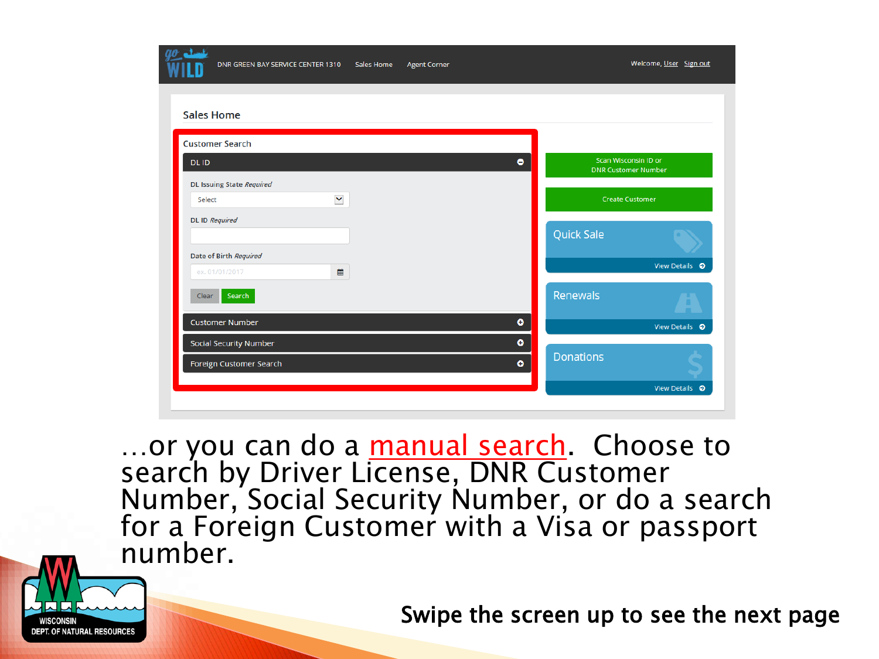Go Wild | DNR GREEN BAY SERVICE CENTER 1310 | Sales Home | Agent Corner | Welcome, User | Sign out

Sales Home

Customer Search

DL ID

DL Issuing State *Required*

Select

DL ID *Required*

Date of Birth *Required*

ex. 01/01/2017

Clear | Search

Customer Number

Social Security Number

Foreign Customer Search

Scan Wisconsin ID or DNR Customer Number

Create Customer

Quick Sale — View Details

Renewals — View Details

Donations — View Details

…or you can do a manual search. Choose to search by Driver License, DNR Customer Number, Social Security Number, or do a search for a Foreign Customer with a Visa or passport number.

WISCONSIN DEPT. OF NATURAL RESOURCES

Swipe the screen up to see the next page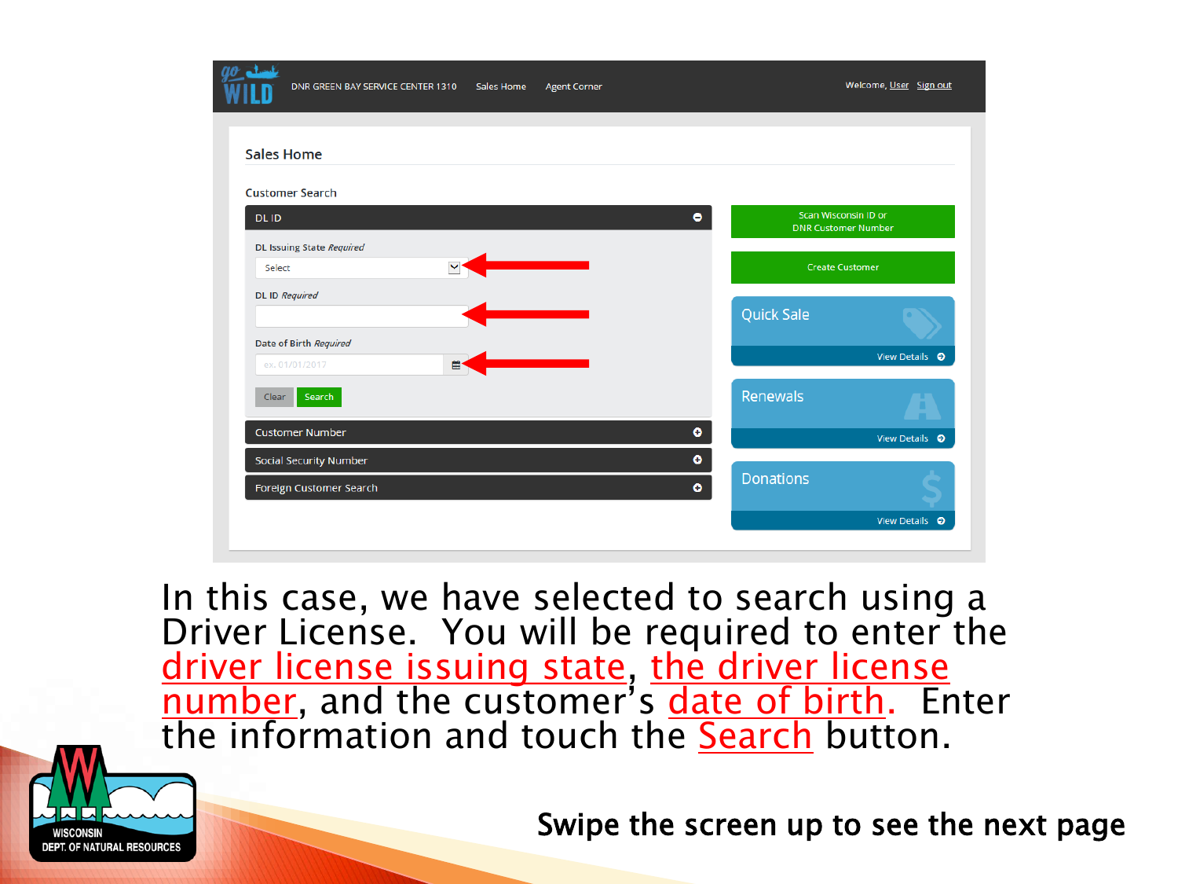Sales Home

Customer Search

DL ID

DL Issuing State *Required*

Select

DL ID *Required*

Date of Birth *Required*

ex. 01/01/2017

Clear Search

Customer Number

Social Security Number

Foreign Customer Search

Scan Wisconsin ID or DNR Customer Number

Create Customer

Quick Sale — View Details

Renewals — View Details

Donations — View Details

In this case, we have selected to search using a Driver License. You will be required to enter the driver license issuing state, the driver license number, and the customer's date of birth. Enter the information and touch the Search button.

Swipe the screen up to see the next page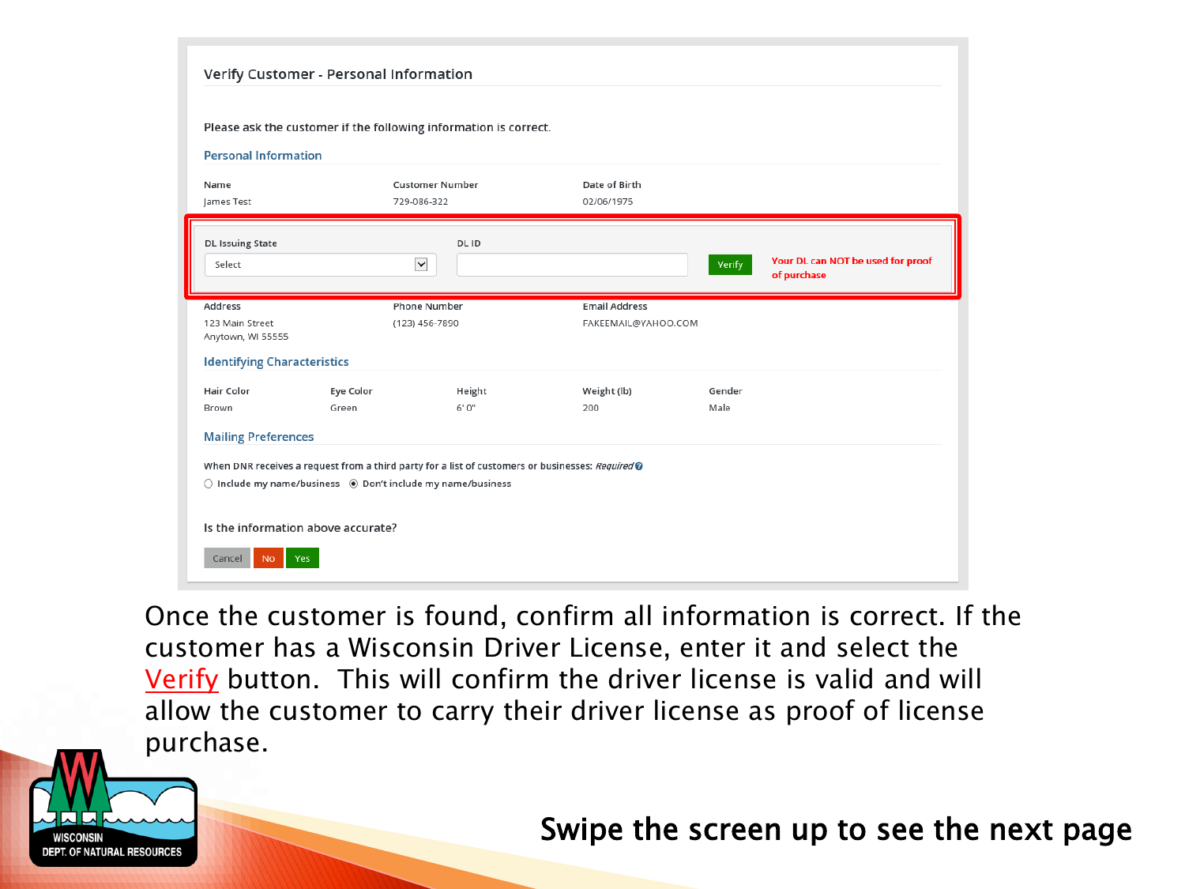## Verify Customer - Personal Information

Please ask the customer if the following information is correct.

### Personal Information

| Name | Customer Number | Date of Birth |
| --- | --- | --- |
| James Test | 729-086-322 | 02/06/1975 |

DL Issuing State: Select

DL ID:

Verify

Your DL can NOT be used for proof of purchase

| Address | Phone Number | Email Address |
| --- | --- | --- |
| 123 Main Street Anytown, WI 55555 | (123) 456-7890 | FAKEEMAIL@YAHOO.COM |

### Identifying Characteristics

| Hair Color | Eye Color | Height | Weight (lb) | Gender |
| --- | --- | --- | --- | --- |
| Brown | Green | 6' 0" | 200 | Male |

### Mailing Preferences

When DNR receives a request from a third party for a list of customers or businesses: *Required*

- ○ Include my name/business
- ◉ Don't include my name/business

Is the information above accurate?

Cancel | No | Yes

Once the customer is found, confirm all information is correct. If the customer has a Wisconsin Driver License, enter it and select the Verify button. This will confirm the driver license is valid and will allow the customer to carry their driver license as proof of license purchase.

WISCONSIN DEPT. OF NATURAL RESOURCES

**Swipe the screen up to see the next page**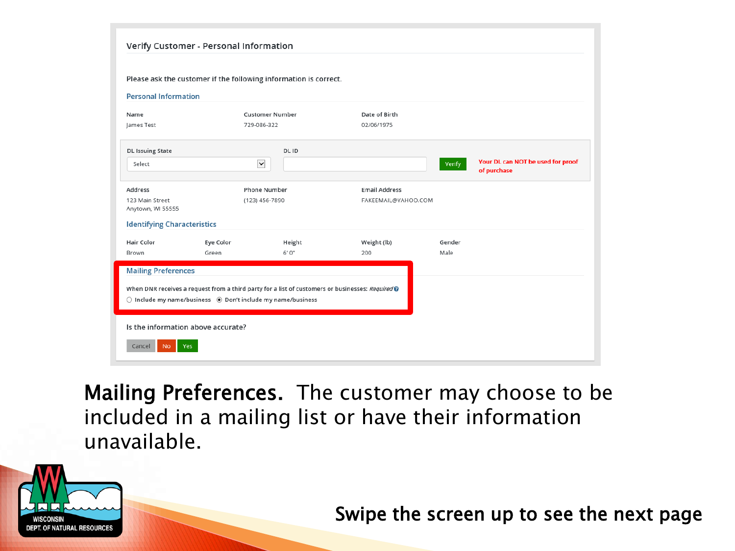Verify Customer - Personal Information

Please ask the customer if the following information is correct.

**Personal Information**

| Name | Customer Number | Date of Birth |
|---|---|---|
| James Test | 729-086-322 | 02/06/1975 |

DL Issuing State: Select

DL ID: 

Verify

Your DL can NOT be used for proof of purchase

| Address | Phone Number | Email Address |
|---|---|---|
| 123 Main Street Anytown, WI 55555 | (123) 456-7890 | FAKEEMAIL@YAHOO.COM |

**Identifying Characteristics**

| Hair Color | Eye Color | Height | Weight (lb) | Gender |
|---|---|---|---|---|
| Brown | Green | 6' 0" | 200 | Male |

**Mailing Preferences**

When DNR receives a request from a third party for a list of customers or businesses: *Required*

○ Include my name/business ◉ Don't include my name/business

Is the information above accurate?

Cancel | No | Yes

**Mailing Preferences.** The customer may choose to be included in a mailing list or have their information unavailable.

WISCONSIN DEPT. OF NATURAL RESOURCES

Swipe the screen up to see the next page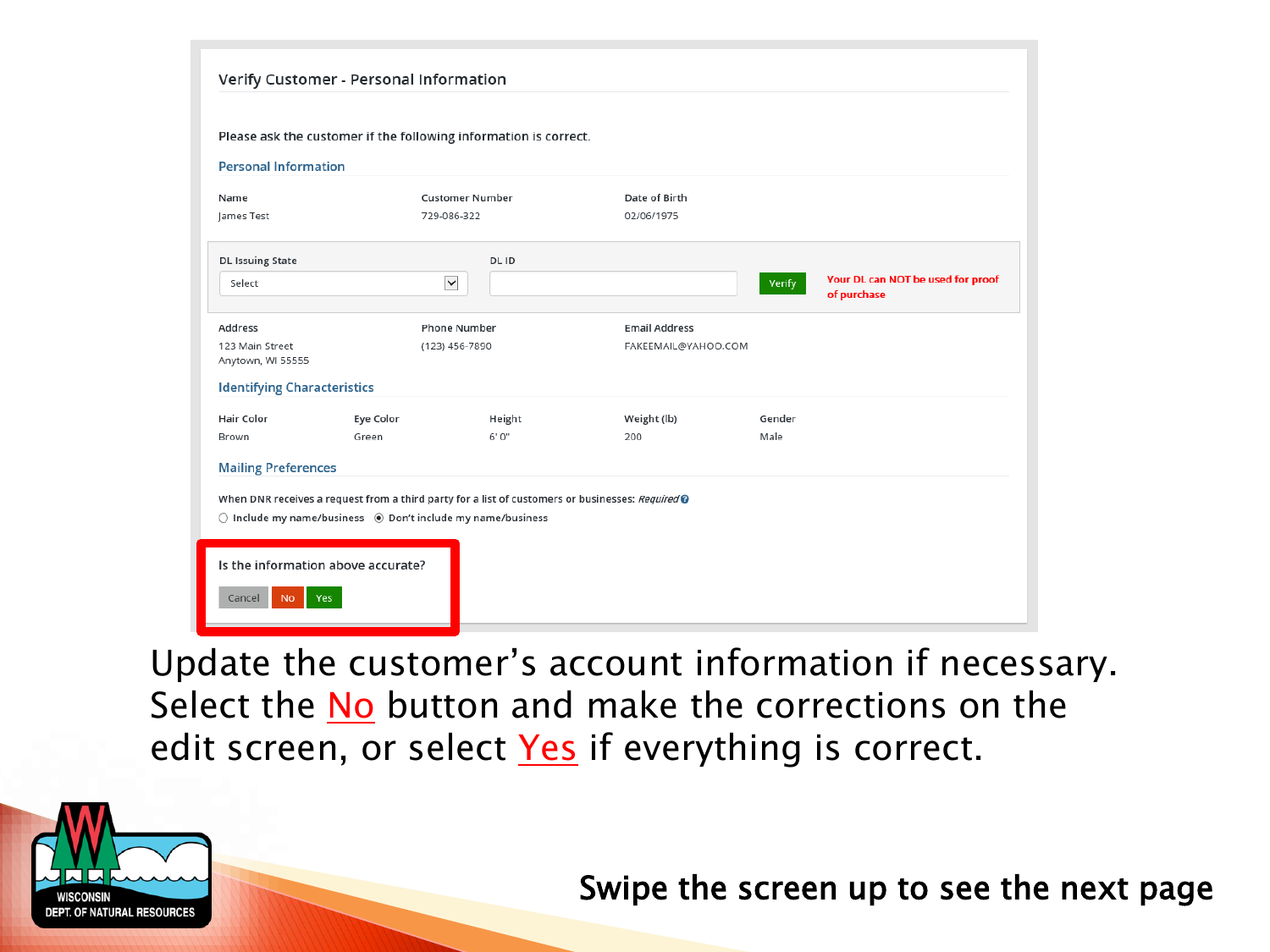## Verify Customer - Personal Information

Please ask the customer if the following information is correct.

### Personal Information

| Name | Customer Number | Date of Birth |
|---|---|---|
| James Test | 729-086-322 | 02/06/1975 |

DL Issuing State: Select

DL ID:

Verify

Your DL can NOT be used for proof of purchase

| Address | Phone Number | Email Address |
|---|---|---|
| 123 Main Street Anytown, WI 55555 | (123) 456-7890 | FAKEEMAIL@YAHOO.COM |

### Identifying Characteristics

| Hair Color | Eye Color | Height | Weight (lb) | Gender |
|---|---|---|---|---|
| Brown | Green | 6' 0" | 200 | Male |

### Mailing Preferences

When DNR receives a request from a third party for a list of customers or businesses: *Required*

○ Include my name/business ◉ Don't include my name/business

Is the information above accurate?

Cancel | No | Yes

Update the customer's account information if necessary. Select the No button and make the corrections on the edit screen, or select Yes if everything is correct.

WISCONSIN DEPT. OF NATURAL RESOURCES

**Swipe the screen up to see the next page**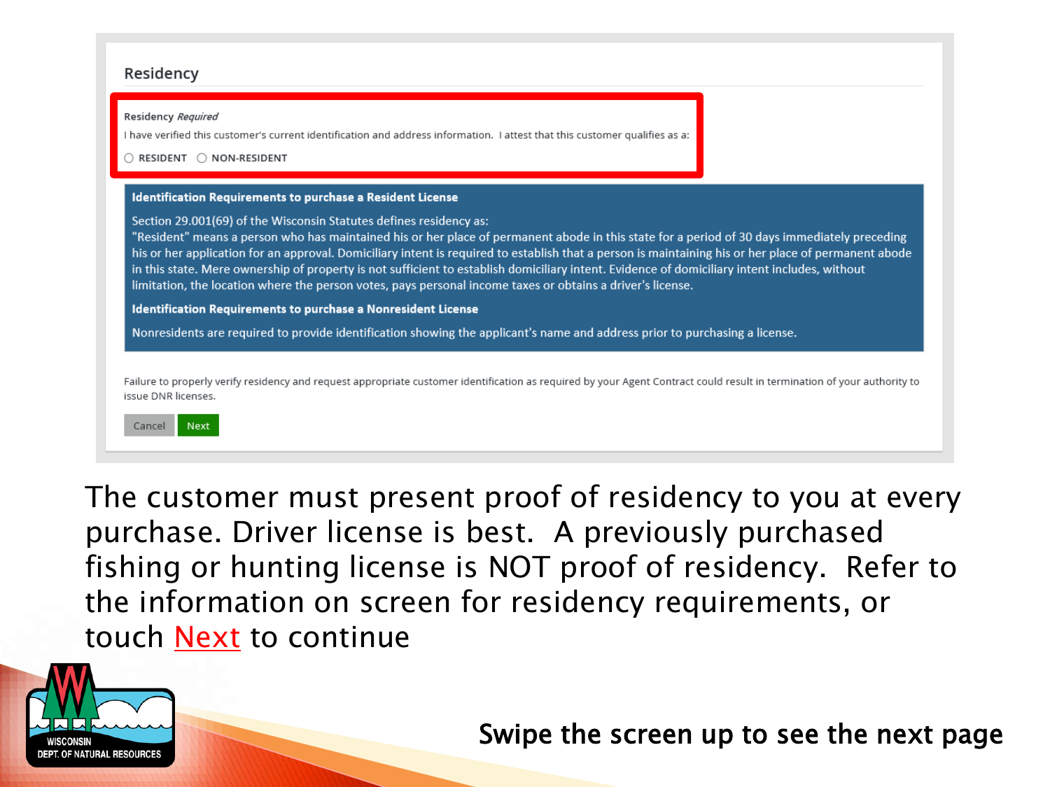## Residency

**Residency** *Required*

I have verified this customer's current identification and address information. I attest that this customer qualifies as a:

○ RESIDENT ○ NON-RESIDENT

**Identification Requirements to purchase a Resident License**

Section 29.001(69) of the Wisconsin Statutes defines residency as:
"Resident" means a person who has maintained his or her place of permanent abode in this state for a period of 30 days immediately preceding his or her application for an approval. Domiciliary intent is required to establish that a person is maintaining his or her place of permanent abode in this state. Mere ownership of property is not sufficient to establish domiciliary intent. Evidence of domiciliary intent includes, without limitation, the location where the person votes, pays personal income taxes or obtains a driver's license.

**Identification Requirements to purchase a Nonresident License**

Nonresidents are required to provide identification showing the applicant's name and address prior to purchasing a license.

Failure to properly verify residency and request appropriate customer identification as required by your Agent Contract could result in termination of your authority to issue DNR licenses.

Cancel Next

The customer must present proof of residency to you at every purchase. Driver license is best. A previously purchased fishing or hunting license is NOT proof of residency. Refer to the information on screen for residency requirements, or touch Next to continue

WISCONSIN DEPT. OF NATURAL RESOURCES

Swipe the screen up to see the next page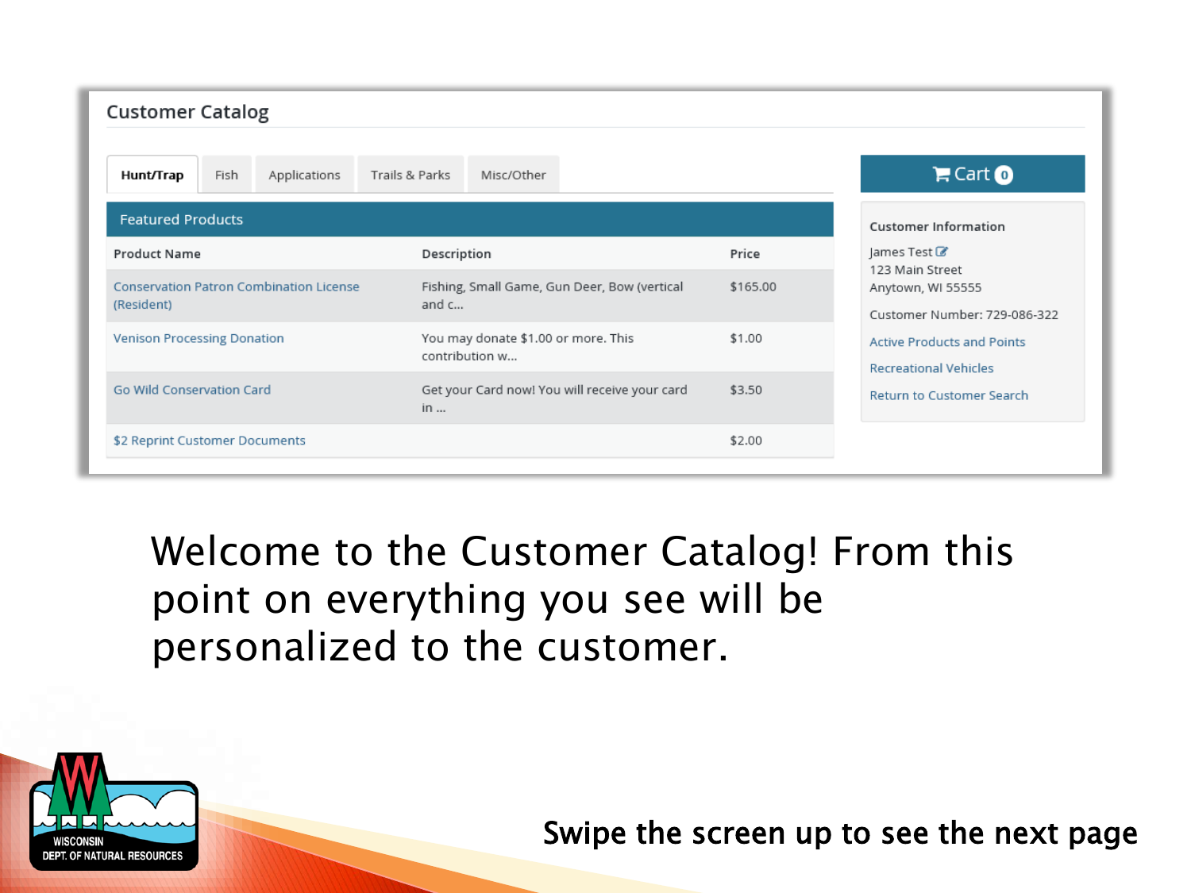## Customer Catalog

Hunt/Trap | Fish | Applications | Trails & Parks | Misc/Other

**Featured Products**

| Product Name | Description | Price |
|---|---|---|
| Conservation Patron Combination License (Resident) | Fishing, Small Game, Gun Deer, Bow (vertical and c... | $165.00 |
| Venison Processing Donation | You may donate $1.00 or more. This contribution w... | $1.00 |
| Go Wild Conservation Card | Get your Card now! You will receive your card in ... | $3.50 |
| $2 Reprint Customer Documents | | $2.00 |

Cart 0

**Customer Information**

James Test
123 Main Street
Anytown, WI 55555

Customer Number: 729-086-322

Active Products and Points

Recreational Vehicles

Return to Customer Search

Welcome to the Customer Catalog! From this point on everything you see will be personalized to the customer.

WISCONSIN DEPT. OF NATURAL RESOURCES

Swipe the screen up to see the next page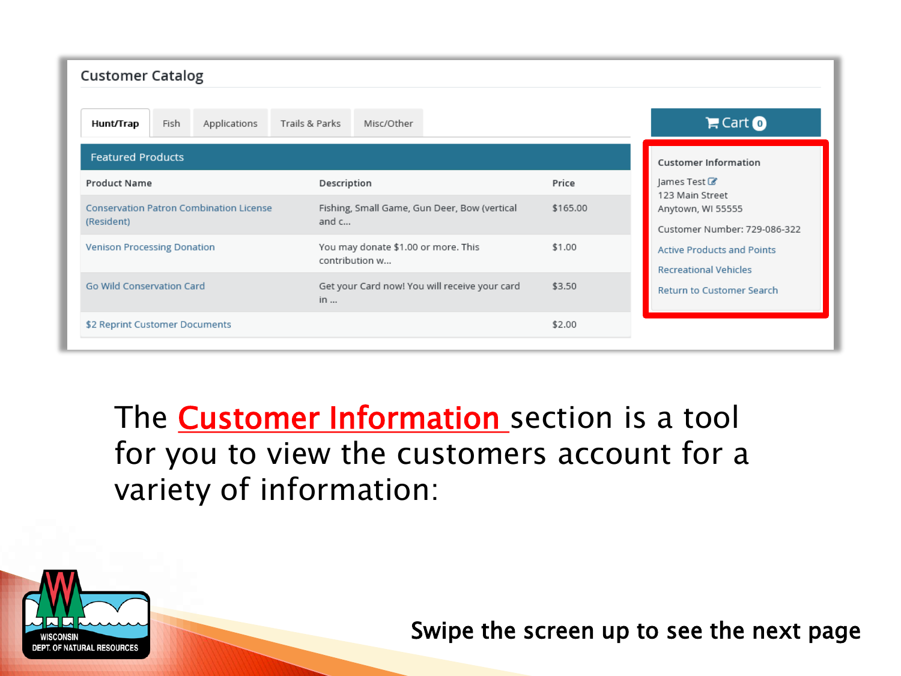## Customer Catalog

Hunt/Trap | Fish | Applications | Trails & Parks | Misc/Other

**Featured Products**

| Product Name | Description | Price |
|---|---|---|
| Conservation Patron Combination License (Resident) | Fishing, Small Game, Gun Deer, Bow (vertical and c... | $165.00 |
| Venison Processing Donation | You may donate $1.00 or more. This contribution w... | $1.00 |
| Go Wild Conservation Card | Get your Card now! You will receive your card in ... | $3.50 |
| $2 Reprint Customer Documents | | $2.00 |

Cart 0

**Customer Information**

James Test
123 Main Street
Anytown, WI 55555

Customer Number: 729-086-322

Active Products and Points

Recreational Vehicles

Return to Customer Search

The **Customer Information** section is a tool for you to view the customers account for a variety of information:

WISCONSIN DEPT. OF NATURAL RESOURCES

Swipe the screen up to see the next page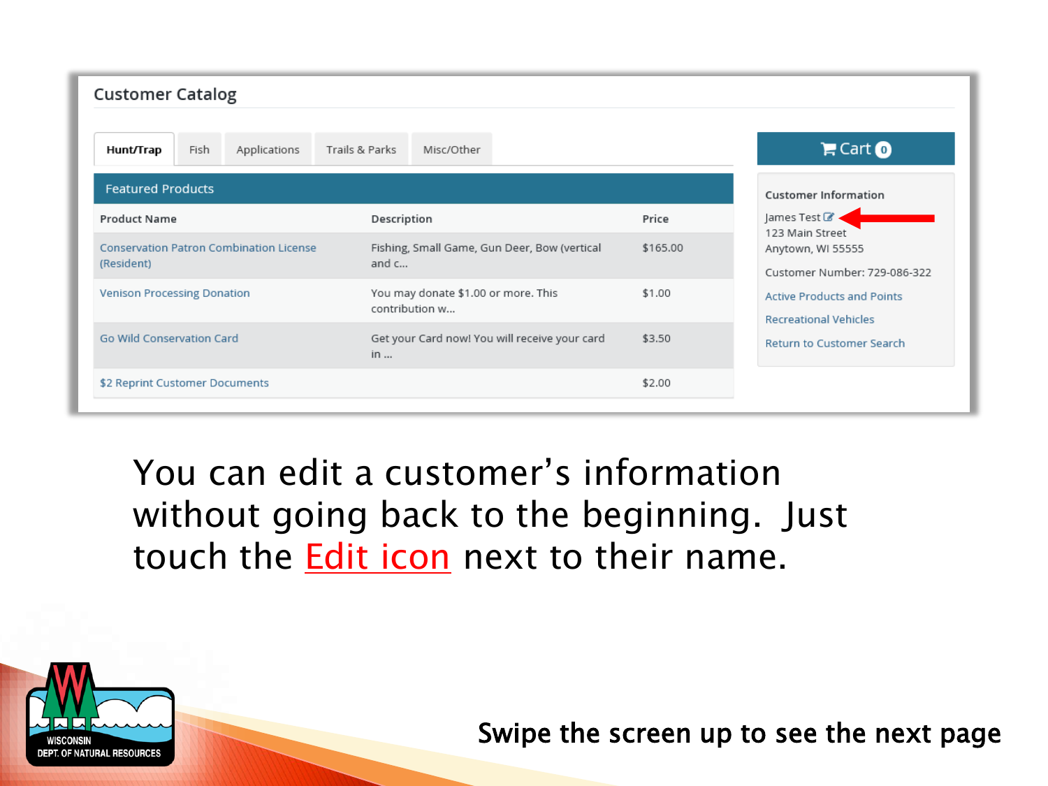## Customer Catalog

Hunt/Trap | Fish | Applications | Trails & Parks | Misc/Other

**Featured Products**

| Product Name | Description | Price |
|---|---|---|
| Conservation Patron Combination License (Resident) | Fishing, Small Game, Gun Deer, Bow (vertical and c... | $165.00 |
| Venison Processing Donation | You may donate $1.00 or more. This contribution w... | $1.00 |
| Go Wild Conservation Card | Get your Card now! You will receive your card in ... | $3.50 |
| $2 Reprint Customer Documents | | $2.00 |

Cart 0

**Customer Information**

James Test
123 Main Street
Anytown, WI 55555

Customer Number: 729-086-322

Active Products and Points

Recreational Vehicles

Return to Customer Search

You can edit a customer's information without going back to the beginning. Just touch the Edit icon next to their name.

WISCONSIN DEPT. OF NATURAL RESOURCES

Swipe the screen up to see the next page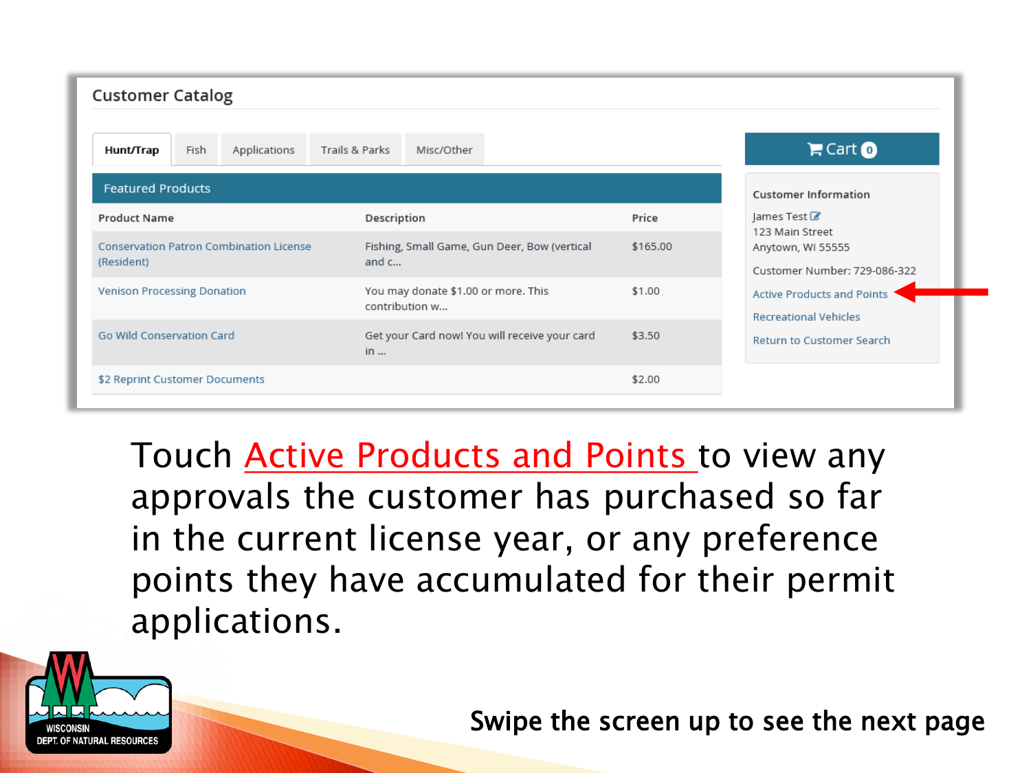## Customer Catalog

Hunt/Trap | Fish | Applications | Trails & Parks | Misc/Other

**Featured Products**

| Product Name | Description | Price |
| --- | --- | --- |
| Conservation Patron Combination License (Resident) | Fishing, Small Game, Gun Deer, Bow (vertical and c... | $165.00 |
| Venison Processing Donation | You may donate $1.00 or more. This contribution w... | $1.00 |
| Go Wild Conservation Card | Get your Card now! You will receive your card in ... | $3.50 |
| $2 Reprint Customer Documents | | $2.00 |

Cart 0

**Customer Information**

James Test
123 Main Street
Anytown, WI 55555

Customer Number: 729-086-322

Active Products and Points
Recreational Vehicles
Return to Customer Search

Touch Active Products and Points to view any approvals the customer has purchased so far in the current license year, or any preference points they have accumulated for their permit applications.

WISCONSIN DEPT. OF NATURAL RESOURCES

Swipe the screen up to see the next page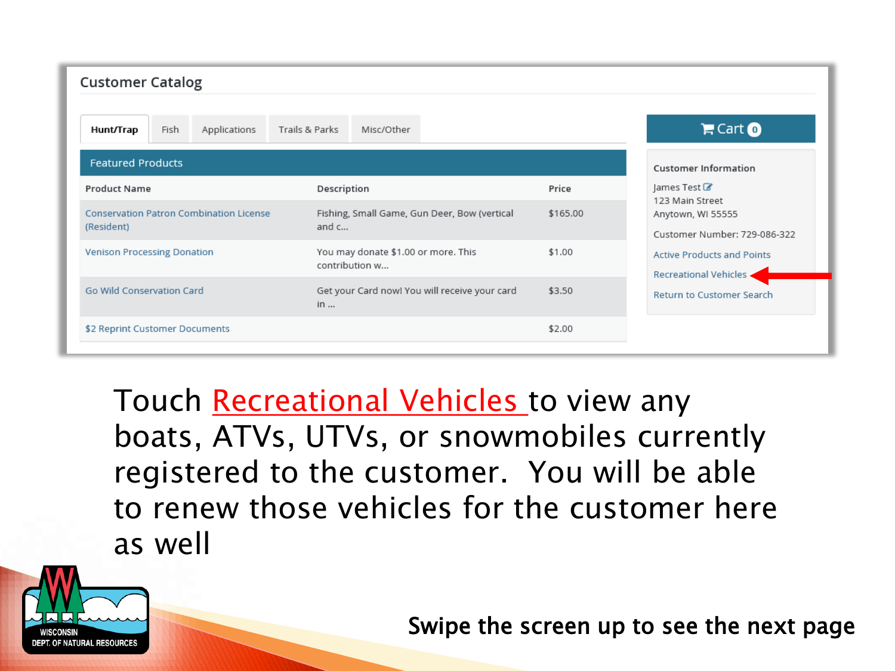## Customer Catalog

Hunt/Trap | Fish | Applications | Trails & Parks | Misc/Other

**Featured Products**

| Product Name | Description | Price |
|---|---|---|
| Conservation Patron Combination License (Resident) | Fishing, Small Game, Gun Deer, Bow (vertical and c... | $165.00 |
| Venison Processing Donation | You may donate $1.00 or more. This contribution w... | $1.00 |
| Go Wild Conservation Card | Get your Card now! You will receive your card in ... | $3.50 |
| $2 Reprint Customer Documents | | $2.00 |

Cart 0

**Customer Information**

James Test
123 Main Street
Anytown, WI 55555

Customer Number: 729-086-322

Active Products and Points

Recreational Vehicles

Return to Customer Search

Touch Recreational Vehicles to view any boats, ATVs, UTVs, or snowmobiles currently registered to the customer. You will be able to renew those vehicles for the customer here as well

WISCONSIN DEPT. OF NATURAL RESOURCES

Swipe the screen up to see the next page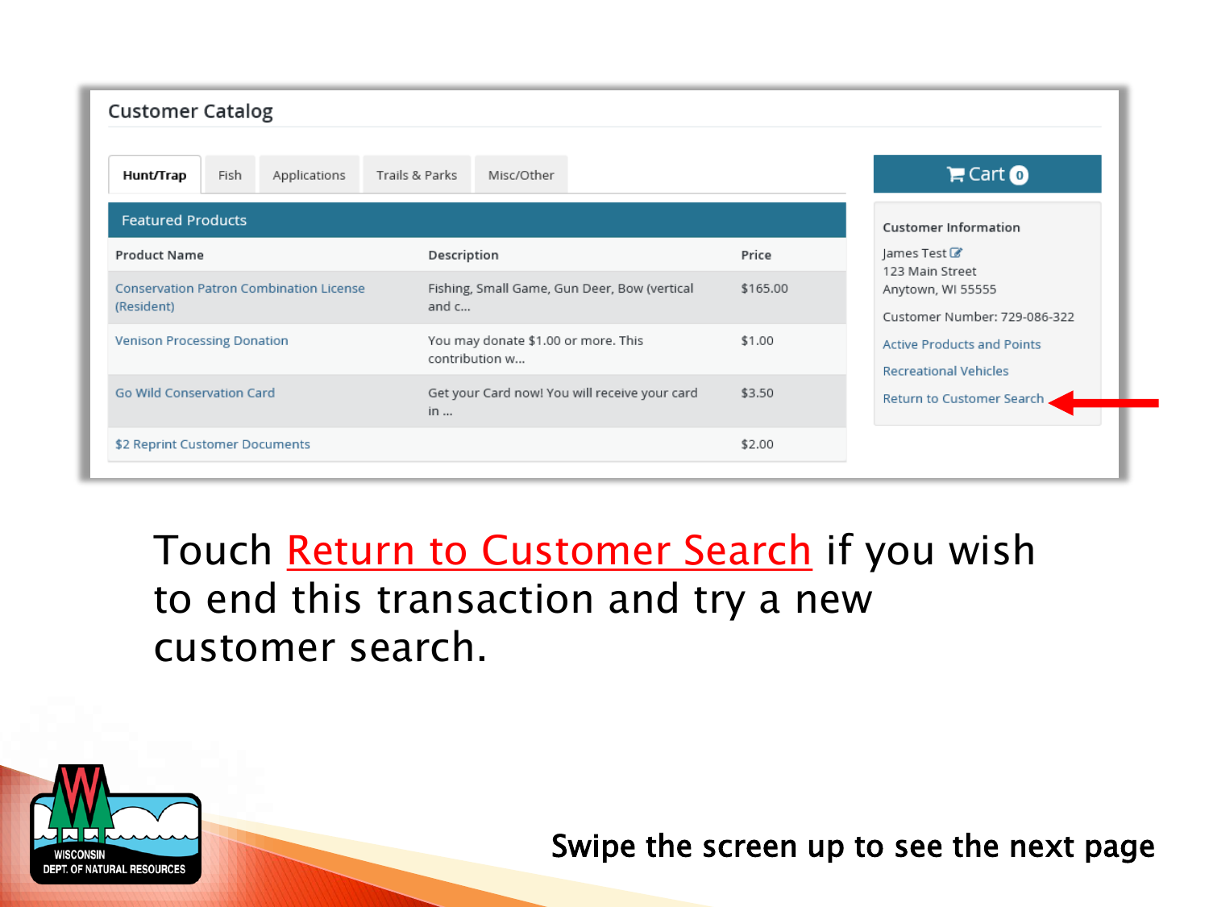## Customer Catalog

Hunt/Trap | Fish | Applications | Trails & Parks | Misc/Other

**Featured Products**

| Product Name | Description | Price |
|---|---|---|
| Conservation Patron Combination License (Resident) | Fishing, Small Game, Gun Deer, Bow (vertical and c... | $165.00 |
| Venison Processing Donation | You may donate $1.00 or more. This contribution w... | $1.00 |
| Go Wild Conservation Card | Get your Card now! You will receive your card in ... | $3.50 |
| $2 Reprint Customer Documents | | $2.00 |

Cart 0

**Customer Information**

James Test
123 Main Street
Anytown, WI 55555

Customer Number: 729-086-322

Active Products and Points

Recreational Vehicles

Return to Customer Search

Touch Return to Customer Search if you wish to end this transaction and try a new customer search.

WISCONSIN DEPT. OF NATURAL RESOURCES

Swipe the screen up to see the next page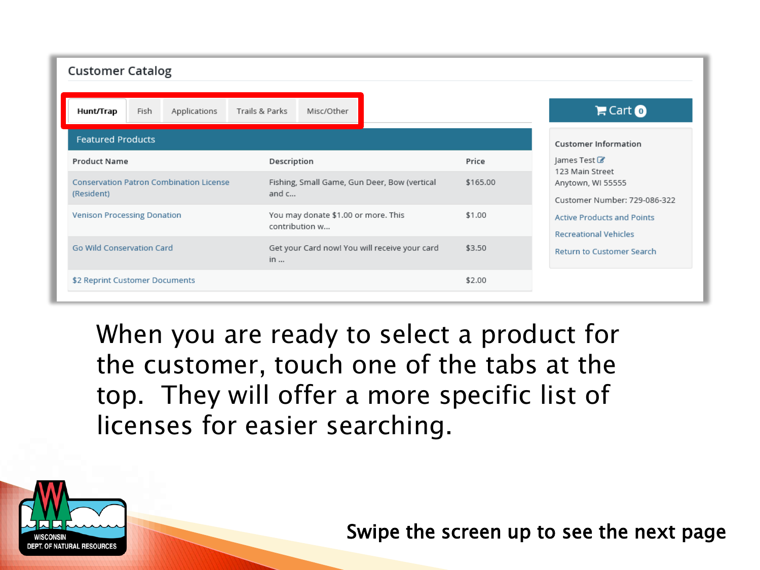## Customer Catalog

Hunt/Trap | Fish | Applications | Trails & Parks | Misc/Other

**Featured Products**

| Product Name | Description | Price |
| --- | --- | --- |
| Conservation Patron Combination License (Resident) | Fishing, Small Game, Gun Deer, Bow (vertical and c... | $165.00 |
| Venison Processing Donation | You may donate $1.00 or more. This contribution w... | $1.00 |
| Go Wild Conservation Card | Get your Card now! You will receive your card in ... | $3.50 |
| $2 Reprint Customer Documents | | $2.00 |

Cart 0

**Customer Information**

James Test
123 Main Street
Anytown, WI 55555

Customer Number: 729-086-322

Active Products and Points

Recreational Vehicles

Return to Customer Search

When you are ready to select a product for the customer, touch one of the tabs at the top. They will offer a more specific list of licenses for easier searching.

WISCONSIN DEPT. OF NATURAL RESOURCES

Swipe the screen up to see the next page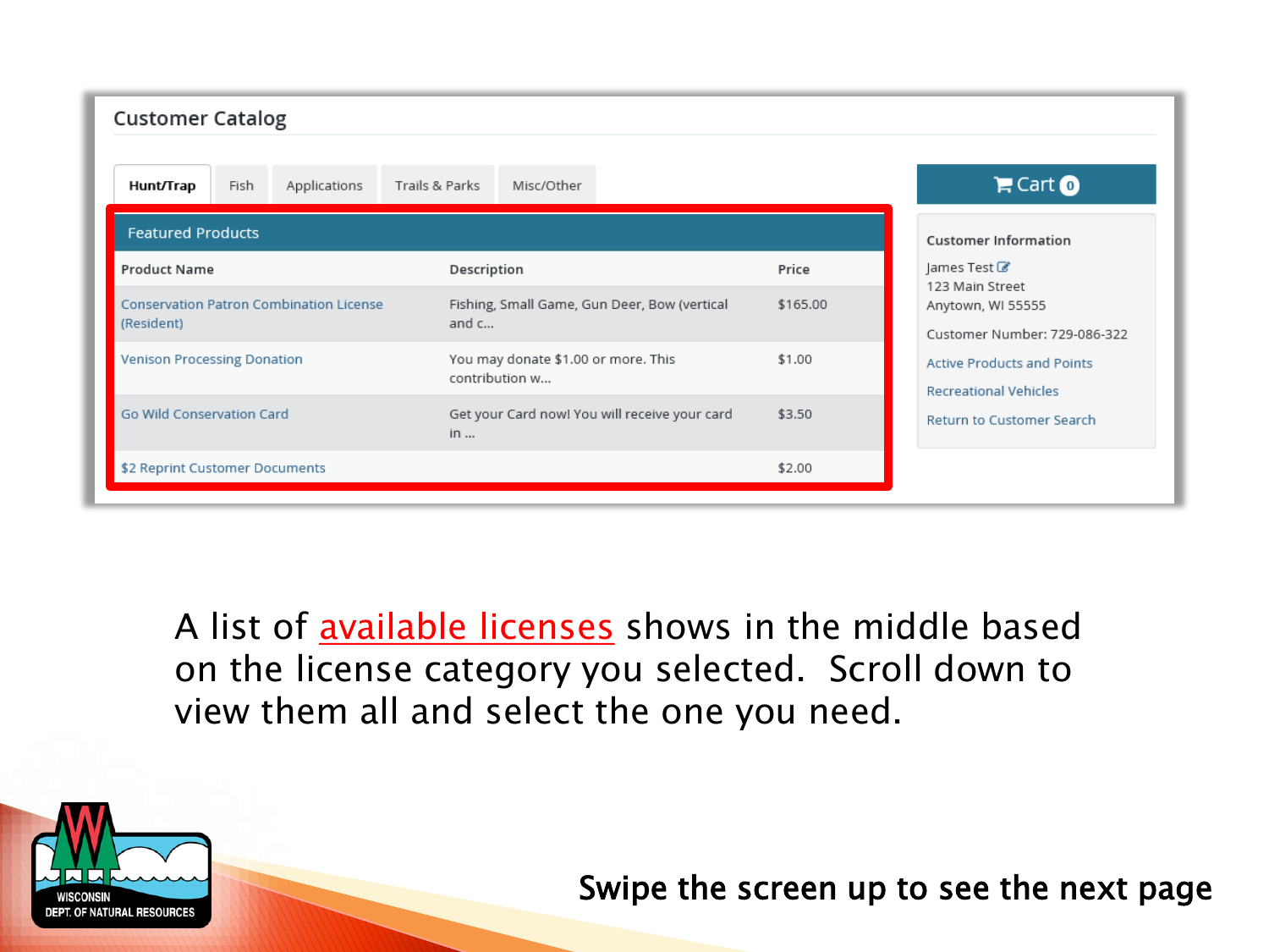## Customer Catalog

Hunt/Trap | Fish | Applications | Trails & Parks | Misc/Other

**Featured Products**

| Product Name | Description | Price |
|---|---|---|
| Conservation Patron Combination License (Resident) | Fishing, Small Game, Gun Deer, Bow (vertical and c... | $165.00 |
| Venison Processing Donation | You may donate $1.00 or more. This contribution w... | $1.00 |
| Go Wild Conservation Card | Get your Card now! You will receive your card in ... | $3.50 |
| $2 Reprint Customer Documents | | $2.00 |

Cart 0

**Customer Information**

James Test
123 Main Street
Anytown, WI 55555

Customer Number: 729-086-322

Active Products and Points

Recreational Vehicles

Return to Customer Search

A list of available licenses shows in the middle based on the license category you selected. Scroll down to view them all and select the one you need.

WISCONSIN DEPT. OF NATURAL RESOURCES

**Swipe the screen up to see the next page**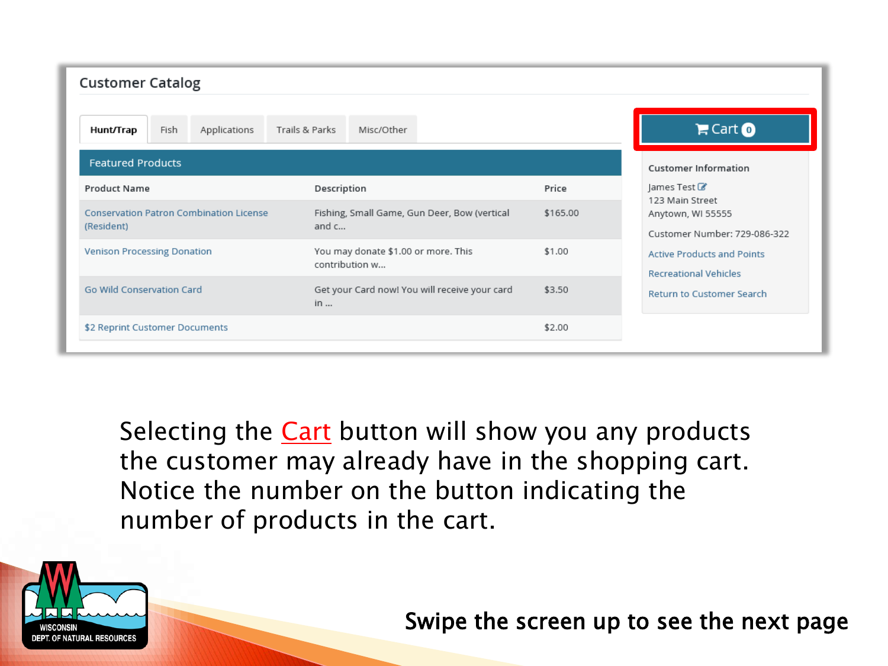## Customer Catalog

Hunt/Trap | Fish | Applications | Trails & Parks | Misc/Other

**Featured Products**

| Product Name | Description | Price |
| --- | --- | --- |
| Conservation Patron Combination License (Resident) | Fishing, Small Game, Gun Deer, Bow (vertical and c... | $165.00 |
| Venison Processing Donation | You may donate $1.00 or more. This contribution w... | $1.00 |
| Go Wild Conservation Card | Get your Card now! You will receive your card in ... | $3.50 |
| $2 Reprint Customer Documents | | $2.00 |

Cart 0

**Customer Information**

James Test
123 Main Street
Anytown, WI 55555

Customer Number: 729-086-322

Active Products and Points

Recreational Vehicles

Return to Customer Search

Selecting the Cart button will show you any products the customer may already have in the shopping cart. Notice the number on the button indicating the number of products in the cart.

WISCONSIN DEPT. OF NATURAL RESOURCES

Swipe the screen up to see the next page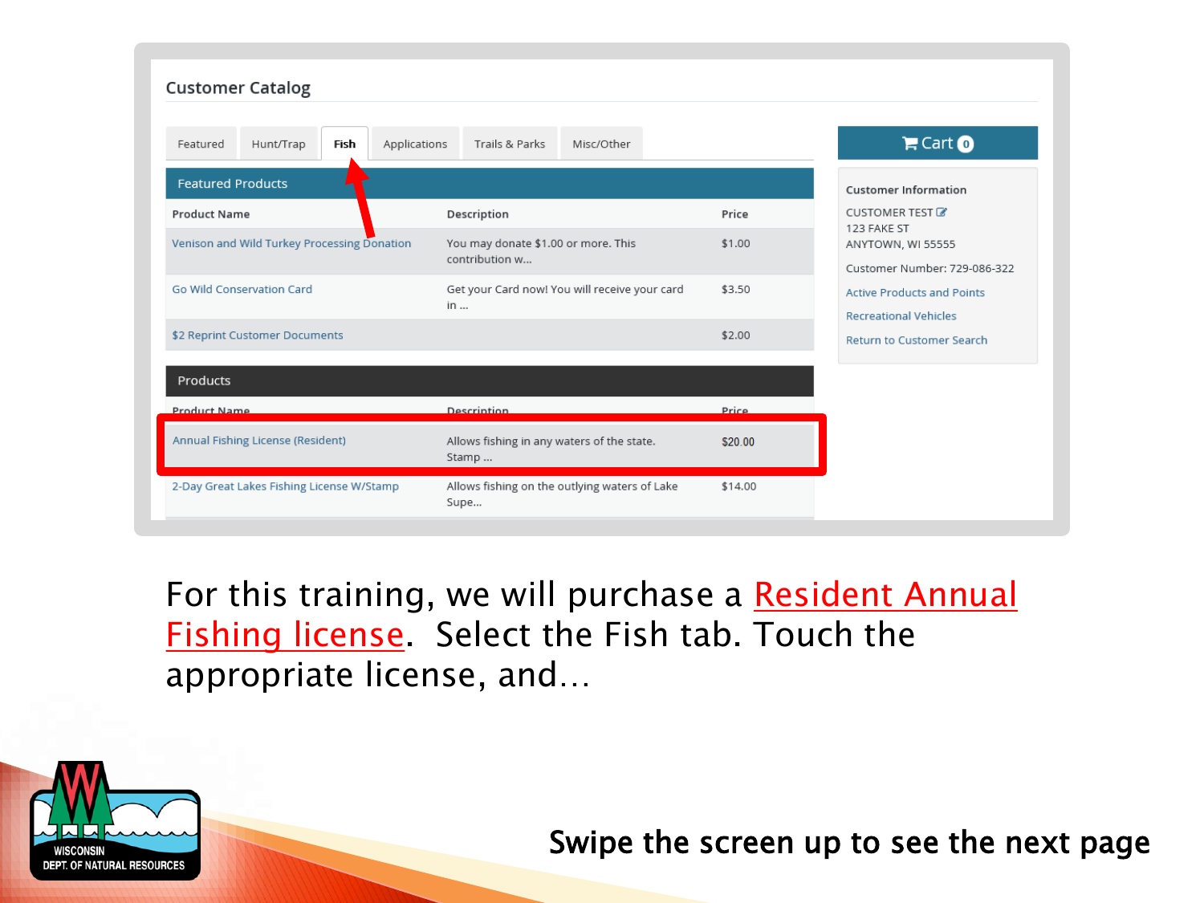## Customer Catalog

Featured | Hunt/Trap | **Fish** | Applications | Trails & Parks | Misc/Other

**Cart 0**

### Featured Products

| Product Name | Description | Price |
|---|---|---|
| Venison and Wild Turkey Processing Donation | You may donate $1.00 or more. This contribution w... | $1.00 |
| Go Wild Conservation Card | Get your Card now! You will receive your card in ... | $3.50 |
| $2 Reprint Customer Documents | | $2.00 |

### Products

| Product Name | Description | Price |
|---|---|---|
| Annual Fishing License (Resident) | Allows fishing in any waters of the state. Stamp ... | $20.00 |
| 2-Day Great Lakes Fishing License W/Stamp | Allows fishing on the outlying waters of Lake Supe... | $14.00 |

**Customer Information**

CUSTOMER TEST
123 FAKE ST
ANYTOWN, WI 55555

Customer Number: 729-086-322

Active Products and Points

Recreational Vehicles

Return to Customer Search

For this training, we will purchase a Resident Annual Fishing license. Select the Fish tab. Touch the appropriate license, and…

WISCONSIN DEPT. OF NATURAL RESOURCES

**Swipe the screen up to see the next page**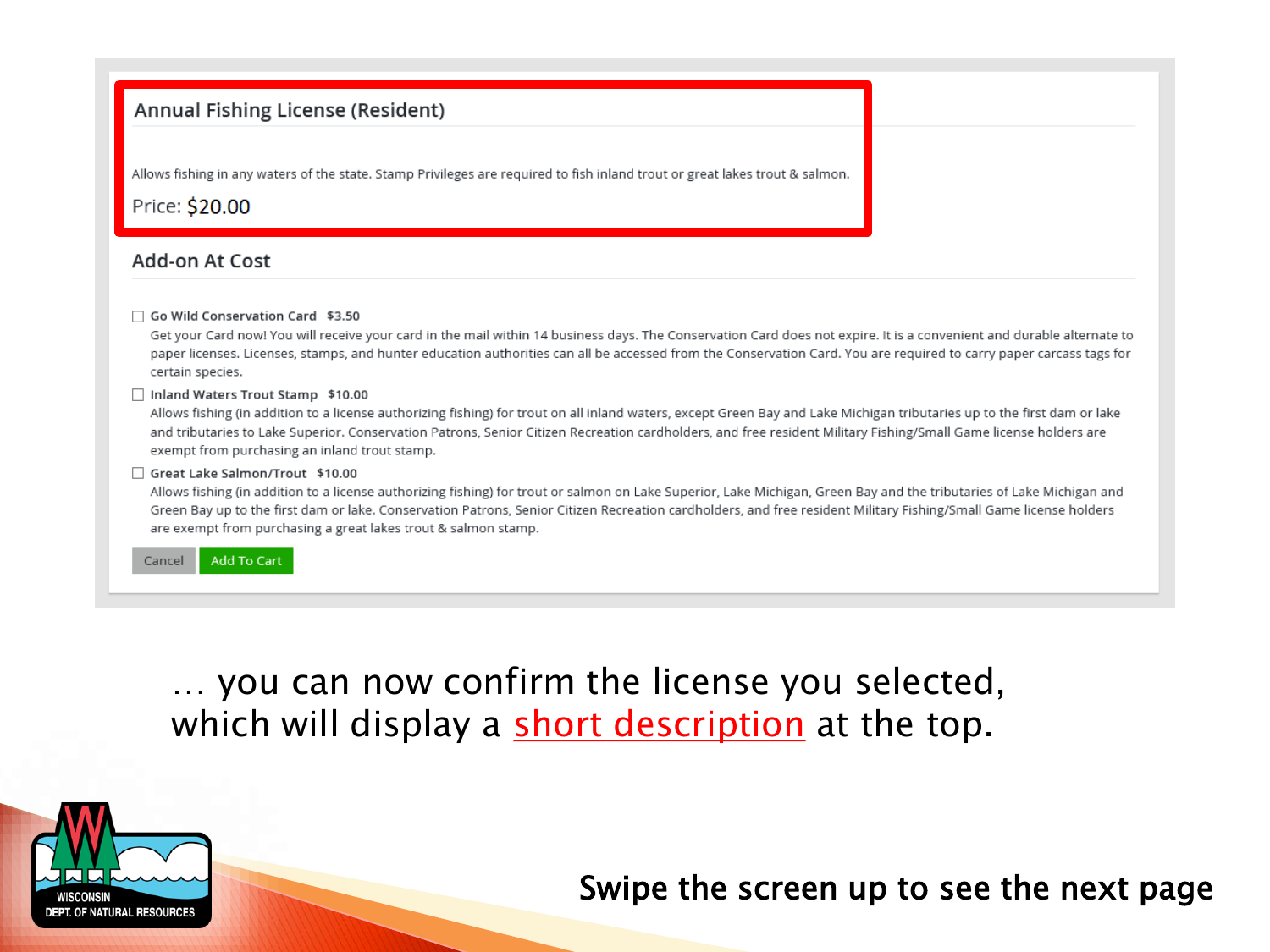## Annual Fishing License (Resident)

Allows fishing in any waters of the state. Stamp Privileges are required to fish inland trout or great lakes trout & salmon.

Price: $20.00

## Add-on At Cost

- [ ] **Go Wild Conservation Card $3.50**
  Get your Card now! You will receive your card in the mail within 14 business days. The Conservation Card does not expire. It is a convenient and durable alternate to paper licenses. Licenses, stamps, and hunter education authorities can all be accessed from the Conservation Card. You are required to carry paper carcass tags for certain species.
- [ ] **Inland Waters Trout Stamp $10.00**
  Allows fishing (in addition to a license authorizing fishing) for trout on all inland waters, except Green Bay and Lake Michigan tributaries up to the first dam or lake and tributaries to Lake Superior. Conservation Patrons, Senior Citizen Recreation cardholders, and free resident Military Fishing/Small Game license holders are exempt from purchasing an inland trout stamp.
- [ ] **Great Lake Salmon/Trout $10.00**
  Allows fishing (in addition to a license authorizing fishing) for trout or salmon on Lake Superior, Lake Michigan, Green Bay and the tributaries of Lake Michigan and Green Bay up to the first dam or lake. Conservation Patrons, Senior Citizen Recreation cardholders, and free resident Military Fishing/Small Game license holders are exempt from purchasing a great lakes trout & salmon stamp.

Cancel | Add To Cart

… you can now confirm the license you selected, which will display a short description at the top.

WISCONSIN DEPT. OF NATURAL RESOURCES

Swipe the screen up to see the next page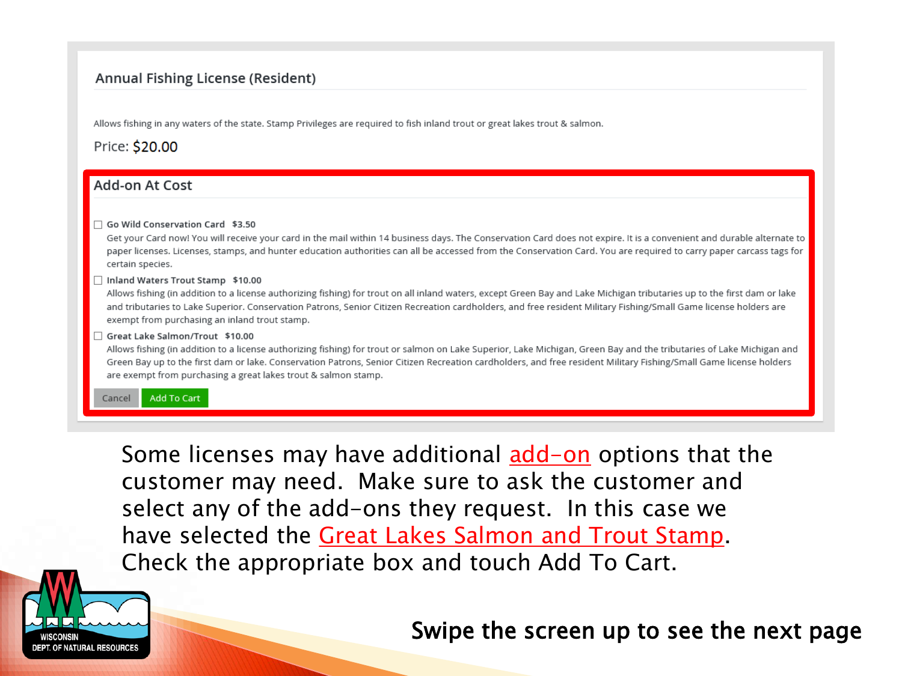## Annual Fishing License (Resident)

Allows fishing in any waters of the state. Stamp Privileges are required to fish inland trout or great lakes trout & salmon.

Price: $20.00

### Add-on At Cost

- ☐ **Go Wild Conservation Card $3.50**
  Get your Card now! You will receive your card in the mail within 14 business days. The Conservation Card does not expire. It is a convenient and durable alternate to paper licenses. Licenses, stamps, and hunter education authorities can all be accessed from the Conservation Card. You are required to carry paper carcass tags for certain species.
- ☐ **Inland Waters Trout Stamp $10.00**
  Allows fishing (in addition to a license authorizing fishing) for trout on all inland waters, except Green Bay and Lake Michigan tributaries up to the first dam or lake and tributaries to Lake Superior. Conservation Patrons, Senior Citizen Recreation cardholders, and free resident Military Fishing/Small Game license holders are exempt from purchasing an inland trout stamp.
- ☐ **Great Lake Salmon/Trout $10.00**
  Allows fishing (in addition to a license authorizing fishing) for trout or salmon on Lake Superior, Lake Michigan, Green Bay and the tributaries of Lake Michigan and Green Bay up to the first dam or lake. Conservation Patrons, Senior Citizen Recreation cardholders, and free resident Military Fishing/Small Game license holders are exempt from purchasing a great lakes trout & salmon stamp.

Cancel | Add To Cart

Some licenses may have additional add-on options that the customer may need. Make sure to ask the customer and select any of the add-ons they request. In this case we have selected the Great Lakes Salmon and Trout Stamp. Check the appropriate box and touch Add To Cart.

WISCONSIN DEPT. OF NATURAL RESOURCES

**Swipe the screen up to see the next page**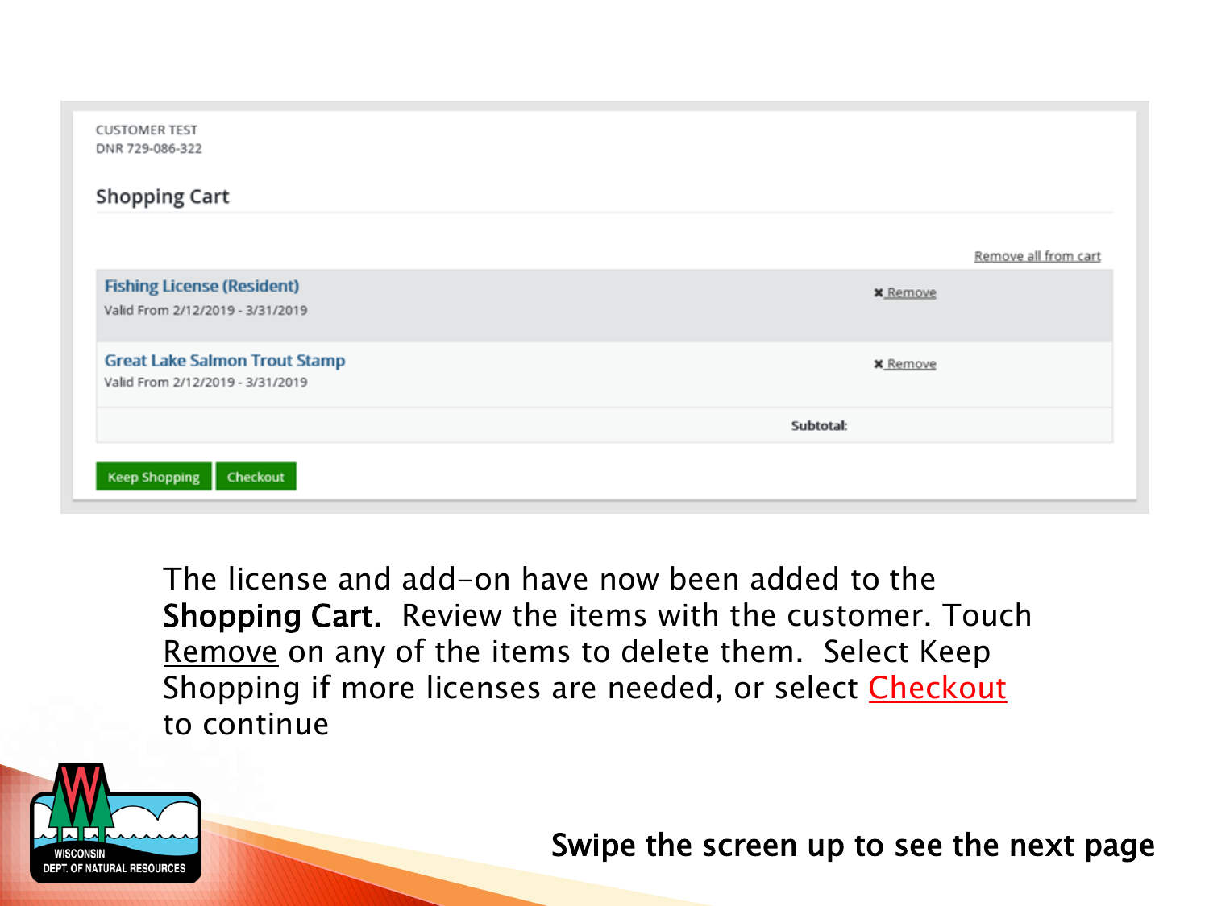CUSTOMER TEST
DNR 729-086-322

## Shopping Cart

Remove all from cart

| Item | |
|---|---|
| **Fishing License (Resident)**<br>Valid From 2/12/2019 - 3/31/2019 | ✖ Remove |
| **Great Lake Salmon Trout Stamp**<br>Valid From 2/12/2019 - 3/31/2019 | ✖ Remove |
| | **Subtotal:** |

Keep Shopping | Checkout

The license and add-on have now been added to the **Shopping Cart.** Review the items with the customer. Touch Remove on any of the items to delete them. Select Keep Shopping if more licenses are needed, or select Checkout to continue

WISCONSIN DEPT. OF NATURAL RESOURCES

Swipe the screen up to see the next page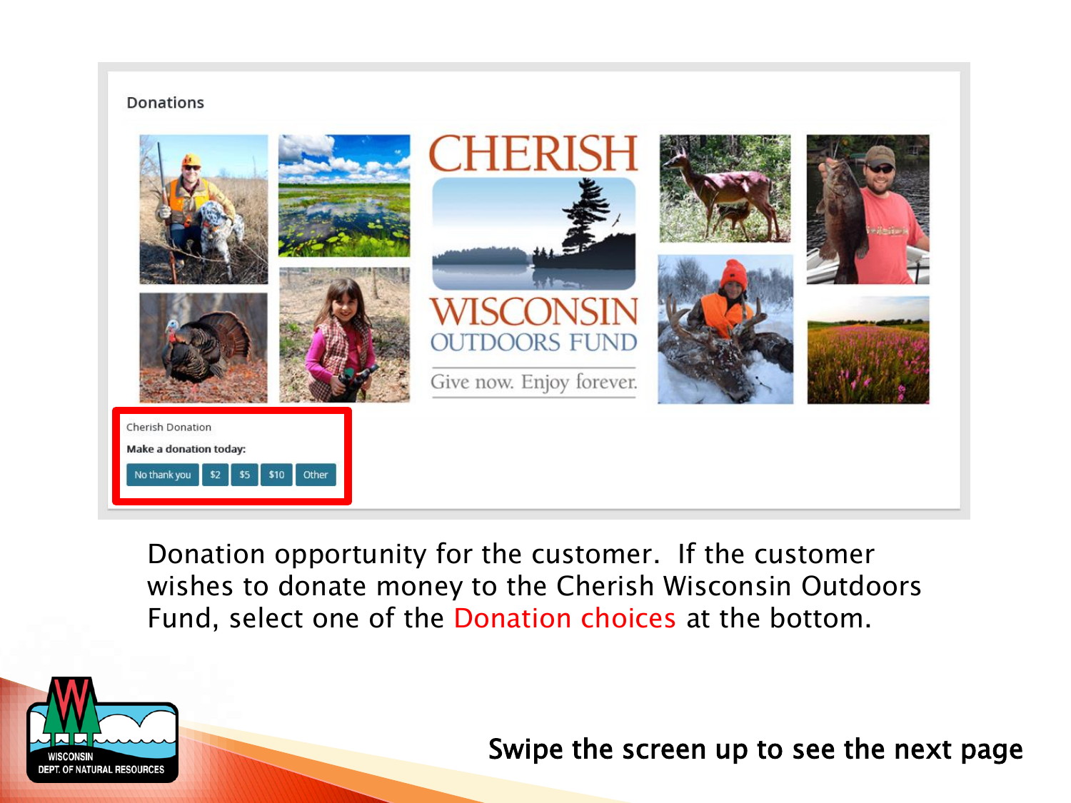Donations

CHERISH WISCONSIN OUTDOORS FUND

Give now. Enjoy forever.

Cherish Donation

**Make a donation today:**

No thank you | $2 | $5 | $10 | Other

Donation opportunity for the customer. If the customer wishes to donate money to the Cherish Wisconsin Outdoors Fund, select one of the Donation choices at the bottom.

Swipe the screen up to see the next page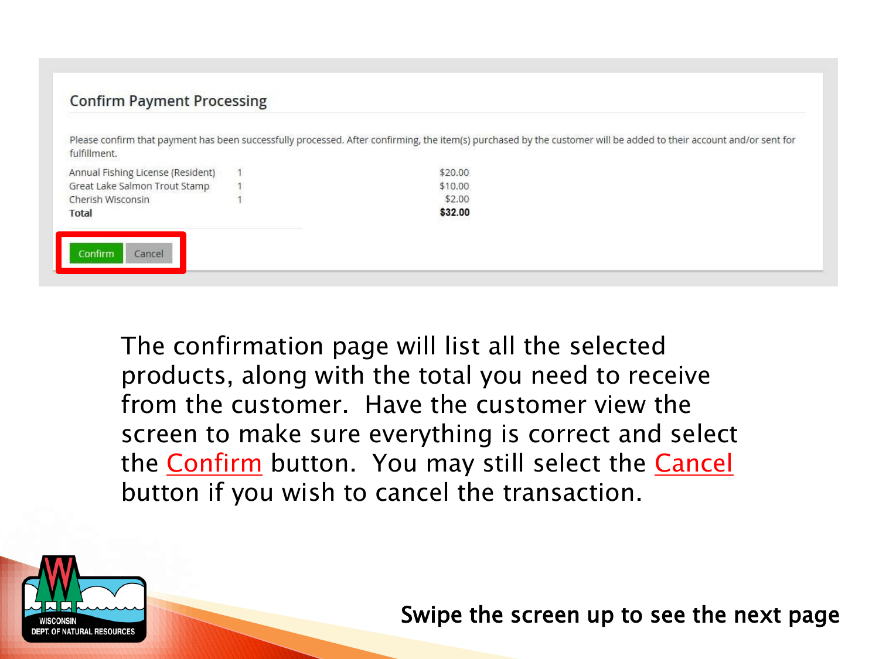## Confirm Payment Processing

Please confirm that payment has been successfully processed. After confirming, the item(s) purchased by the customer will be added to their account and/or sent for fulfillment.

| Item | Qty | Price |
|---|---|---|
| Annual Fishing License (Resident) | 1 | $20.00 |
| Great Lake Salmon Trout Stamp | 1 | $10.00 |
| Cherish Wisconsin | 1 | $2.00 |
| **Total** | | **$32.00** |

Confirm Cancel

The confirmation page will list all the selected products, along with the total you need to receive from the customer. Have the customer view the screen to make sure everything is correct and select the Confirm button. You may still select the Cancel button if you wish to cancel the transaction.

WISCONSIN DEPT. OF NATURAL RESOURCES

Swipe the screen up to see the next page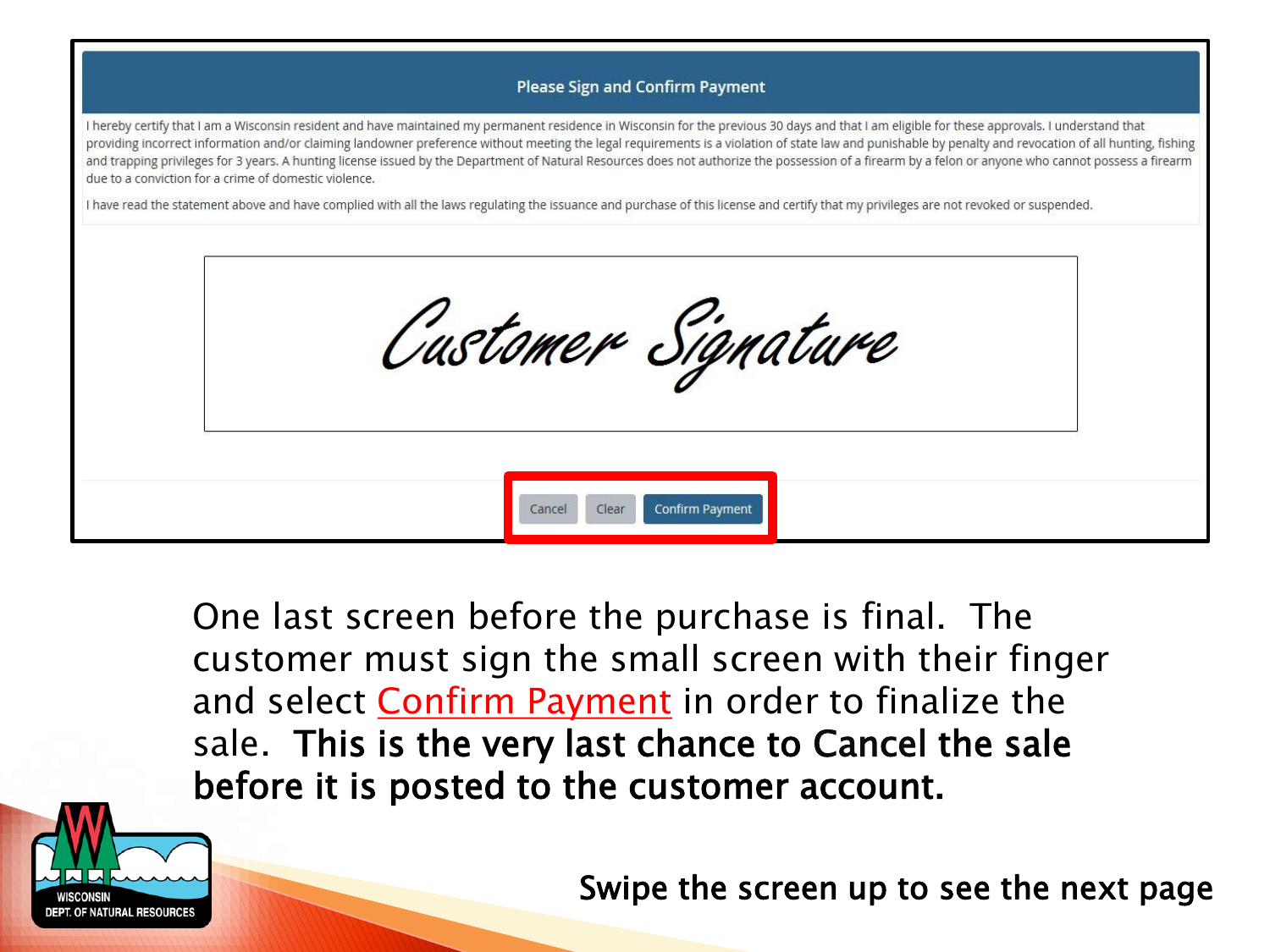## Please Sign and Confirm Payment

I hereby certify that I am a Wisconsin resident and have maintained my permanent residence in Wisconsin for the previous 30 days and that I am eligible for these approvals. I understand that providing incorrect information and/or claiming landowner preference without meeting the legal requirements is a violation of state law and punishable by penalty and revocation of all hunting, fishing and trapping privileges for 3 years. A hunting license issued by the Department of Natural Resources does not authorize the possession of a firearm by a felon or anyone who cannot possess a firearm due to a conviction for a crime of domestic violence.

I have read the statement above and have complied with all the laws regulating the issuance and purchase of this license and certify that my privileges are not revoked or suspended.

*Customer Signature*

Cancel | Clear | Confirm Payment

One last screen before the purchase is final. The customer must sign the small screen with their finger and select Confirm Payment in order to finalize the sale. **This is the very last chance to Cancel the sale before it is posted to the customer account.**

WISCONSIN DEPT. OF NATURAL RESOURCES

**Swipe the screen up to see the next page**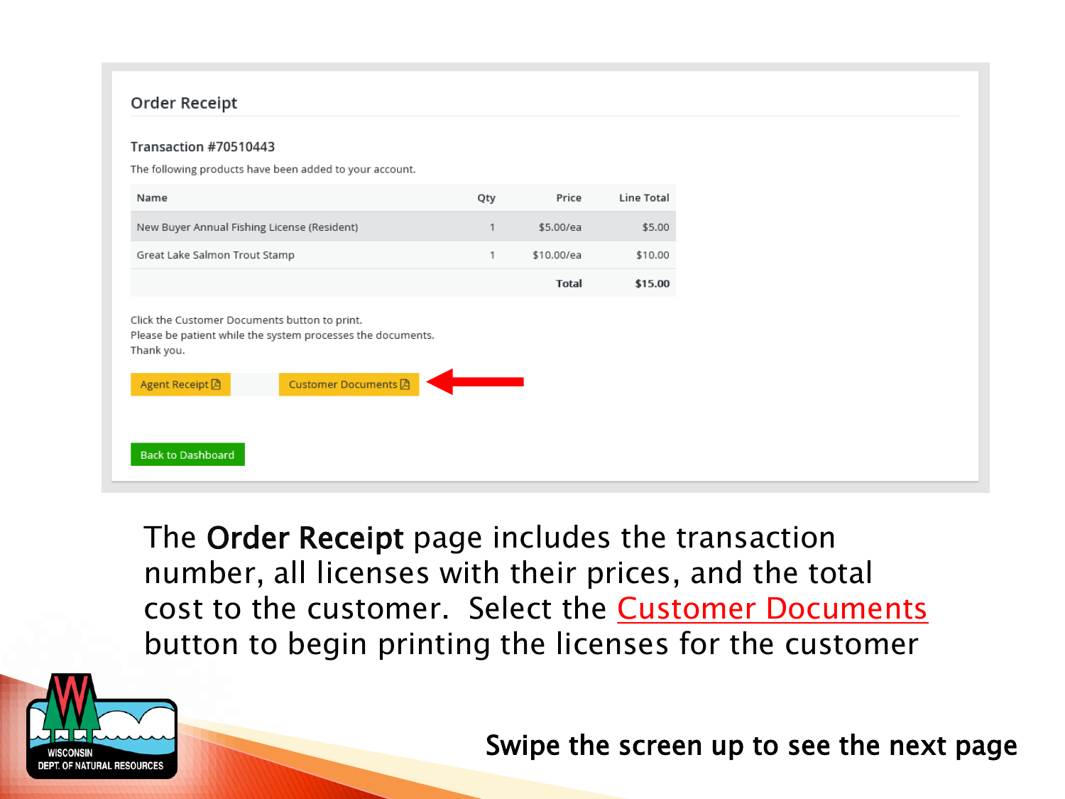## Order Receipt

**Transaction #70510443**

The following products have been added to your account.

| Name | Qty | Price | Line Total |
|---|---|---|---|
| New Buyer Annual Fishing License (Resident) | 1 | $5.00/ea | $5.00 |
| Great Lake Salmon Trout Stamp | 1 | $10.00/ea | $10.00 |
| | | **Total** | **$15.00** |

Click the Customer Documents button to print.
Please be patient while the system processes the documents.
Thank you.

Agent Receipt | Customer Documents

Back to Dashboard

The **Order Receipt** page includes the transaction number, all licenses with their prices, and the total cost to the customer. Select the Customer Documents button to begin printing the licenses for the customer

WISCONSIN DEPT. OF NATURAL RESOURCES

**Swipe the screen up to see the next page**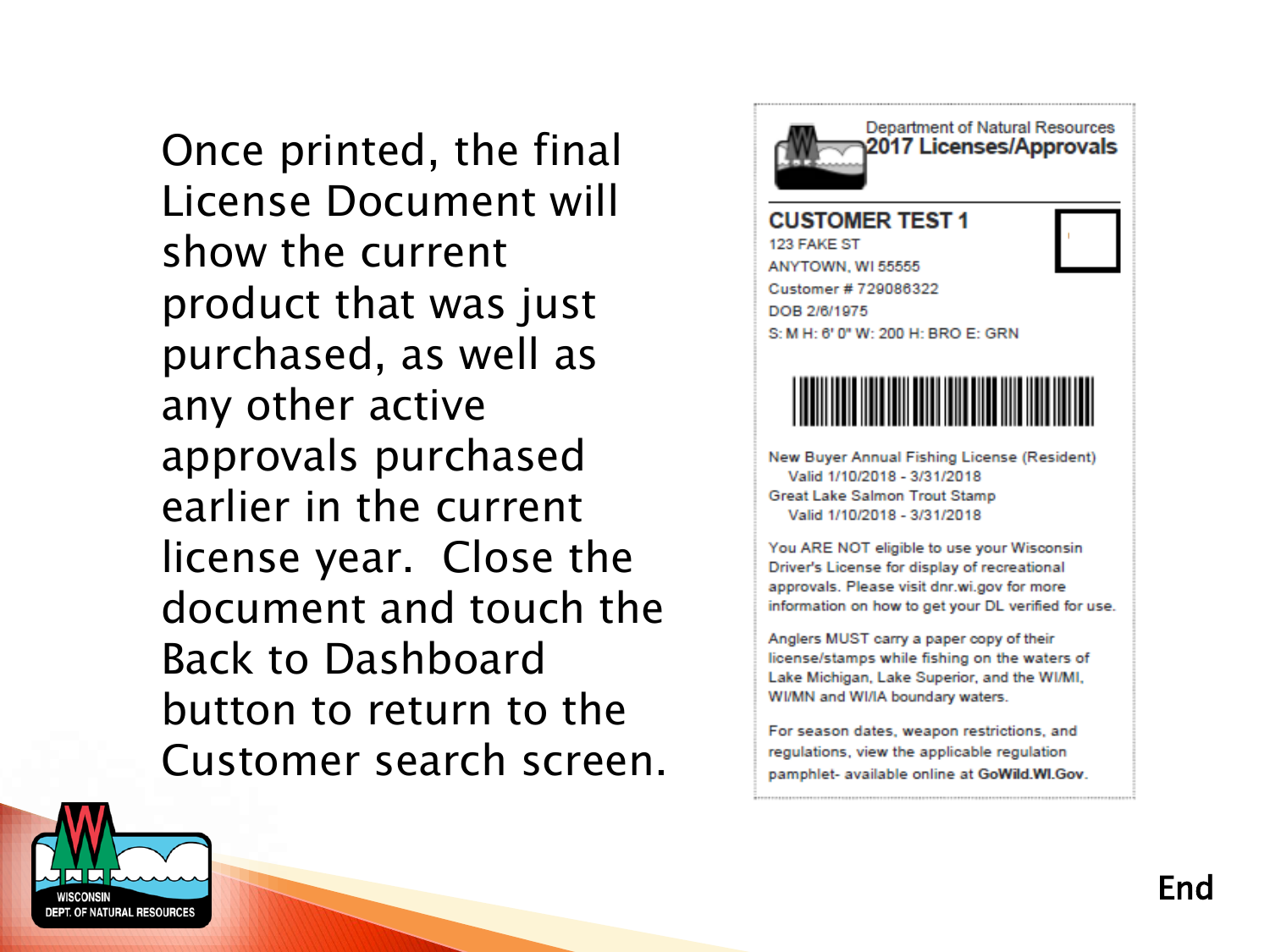Once printed, the final License Document will show the current product that was just purchased, as well as any other active approvals purchased earlier in the current license year. Close the document and touch the Back to Dashboard button to return to the Customer search screen.

Department of Natural Resources
**2017 Licenses/Approvals**

**CUSTOMER TEST 1**
123 FAKE ST
ANYTOWN, WI 55555
Customer # 729086322
DOB 2/6/1975
S: M H: 6' 0" W: 200 H: BRO E: GRN

New Buyer Annual Fishing License (Resident)
Valid 1/10/2018 - 3/31/2018
Great Lake Salmon Trout Stamp
Valid 1/10/2018 - 3/31/2018

You ARE NOT eligible to use your Wisconsin Driver's License for display of recreational approvals. Please visit dnr.wi.gov for more information on how to get your DL verified for use.

Anglers MUST carry a paper copy of their license/stamps while fishing on the waters of Lake Michigan, Lake Superior, and the WI/MI, WI/MN and WI/IA boundary waters.

For season dates, weapon restrictions, and regulations, view the applicable regulation pamphlet- available online at **GoWild.WI.Gov**.

WISCONSIN
DEPT. OF NATURAL RESOURCES

**End**